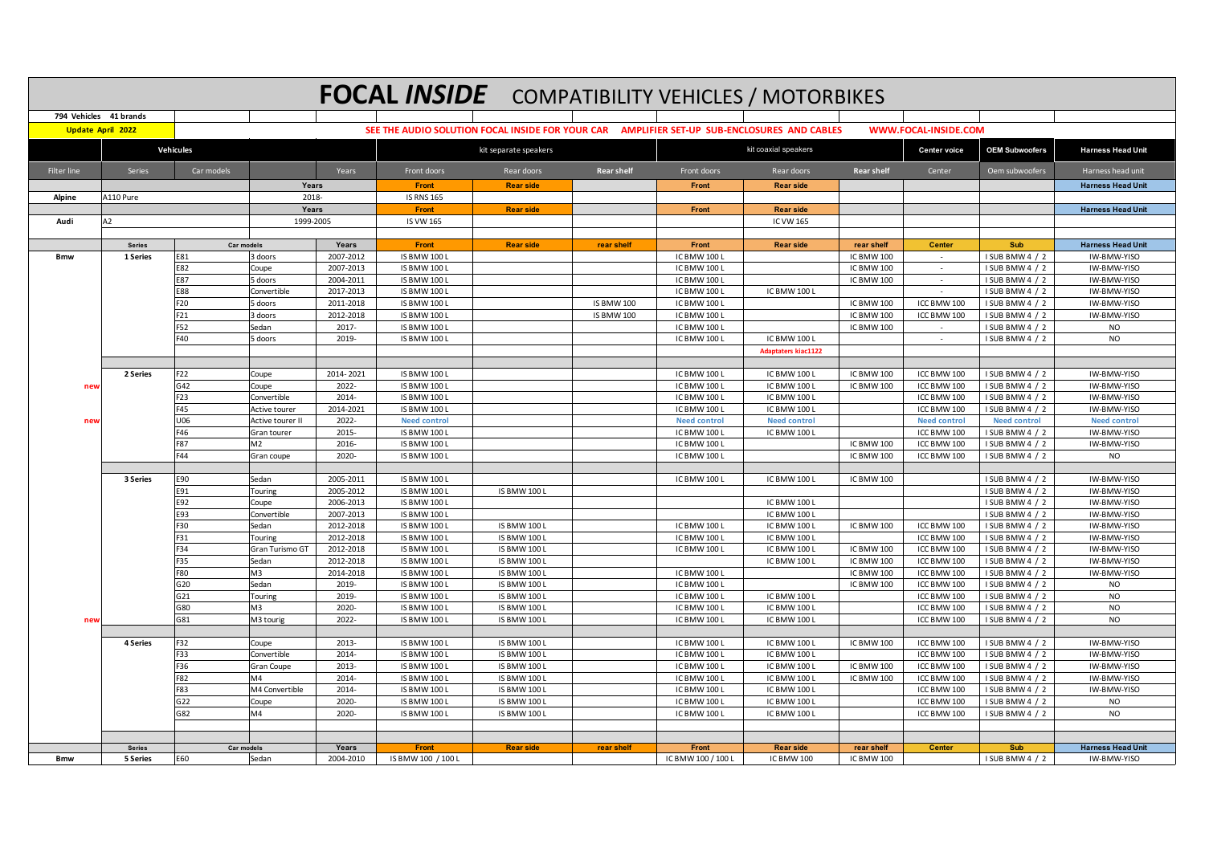# FOCAL *INSIDE* COMPATIBILITY VEHICLES / MOTORBIKES

**794 Vehicles 41 brands**

**Update April 2022**

**SEE THE AUDIO SOLUTION FOCAL INSIDE FOR YOUR CAR AMPLIFIER SET-UP SUB-ENCLOSURES AND CABLES WWW.FOCAL-INSIDE.COM**

| Filter line | Series | Car models | | Years | Front doors | Rear doors | Rear shelf | Front doors | Rear doors | Rear shelf | Center | Oem subwoofers | Harness head unit |
|---|---|---|---|---|---|---|---|---|---|---|---|---|---|
| **Vehicules** | | | | | kit separate speakers | | | kit coaxial speakers | | | **Center voice** | **OEM Subwoofers** | **Harness Head Unit** |
| | | | Years | | **Front** | **Rear side** | | **Front** | **Rear side** | | | | **Harness Head Unit** |
| **Alpine** | A110 Pure | | 2018- | | IS RNS 165 | | | | | | | | |
| | | | Years | | **Front** | **Rear side** | | **Front** | **Rear side** | | | | **Harness Head Unit** |
| **Audi** | A2 | | 1999-2005 | | IS VW 165 | | | | IC VW 165 | | | | |
| | | | | | | | | | | | | | |
| | **Series** | **Car models** | | **Years** | **Front** | **Rear side** | **rear shelf** | **Front** | **Rear side** | **rear shelf** | **Center** | **Sub** | **Harness Head Unit** |
| **Bmw** | **1 Series** | E81 | 3 doors | 2007-2012 | IS BMW 100 L | | | IC BMW 100 L | | IC BMW 100 | - | I SUB BMW 4 / 2 | IW-BMW-YISO |
| | | E82 | Coupe | 2007-2013 | IS BMW 100 L | | | IC BMW 100 L | | IC BMW 100 | - | I SUB BMW 4 / 2 | IW-BMW-YISO |
| | | E87 | 5 doors | 2004-2011 | IS BMW 100 L | | | IC BMW 100 L | | IC BMW 100 | - | I SUB BMW 4 / 2 | IW-BMW-YISO |
| | | E88 | Convertible | 2017-2013 | IS BMW 100 L | | | IC BMW 100 L | IC BMW 100 L | | - | I SUB BMW 4 / 2 | IW-BMW-YISO |
| | | F20 | 5 doors | 2011-2018 | IS BMW 100 L | | IS BMW 100 | IC BMW 100 L | | IC BMW 100 | ICC BMW 100 | I SUB BMW 4 / 2 | IW-BMW-YISO |
| | | F21 | 3 doors | 2012-2018 | IS BMW 100 L | | IS BMW 100 | IC BMW 100 L | | IC BMW 100 | ICC BMW 100 | I SUB BMW 4 / 2 | IW-BMW-YISO |
| | | F52 | Sedan | 2017- | IS BMW 100 L | | | IC BMW 100 L | | IC BMW 100 | - | I SUB BMW 4 / 2 | NO |
| | | F40 | 5 doors | 2019- | IS BMW 100 L | | | IC BMW 100 L | IC BMW 100 L | | - | I SUB BMW 4 / 2 | NO |
| | | | | | | | | | Adaptaters kiac1122 | | | | |
| | | | | | | | | | | | | | |
| | **2 Series** | F22 | Coupe | 2014- 2021 | IS BMW 100 L | | | IC BMW 100 L | IC BMW 100 L | IC BMW 100 | ICC BMW 100 | I SUB BMW 4 / 2 | IW-BMW-YISO |
| new | | G42 | Coupe | 2022- | IS BMW 100 L | | | IC BMW 100 L | IC BMW 100 L | IC BMW 100 | ICC BMW 100 | I SUB BMW 4 / 2 | IW-BMW-YISO |
| | | F23 | Convertible | 2014- | IS BMW 100 L | | | IC BMW 100 L | IC BMW 100 L | | ICC BMW 100 | I SUB BMW 4 / 2 | IW-BMW-YISO |
| | | F45 | Active tourer | 2014-2021 | IS BMW 100 L | | | IC BMW 100 L | IC BMW 100 L | | ICC BMW 100 | I SUB BMW 4 / 2 | IW-BMW-YISO |
| new | | U06 | Active tourer II | 2022- | Need control | | | Need control | Need control | | Need control | Need control | Need control |
| | | F46 | Gran tourer | 2015- | IS BMW 100 L | | | IC BMW 100 L | IC BMW 100 L | | ICC BMW 100 | I SUB BMW 4 / 2 | IW-BMW-YISO |
| | | F87 | M2 | 2016- | IS BMW 100 L | | | IC BMW 100 L | | IC BMW 100 | ICC BMW 100 | I SUB BMW 4 / 2 | IW-BMW-YISO |
| | | F44 | Gran coupe | 2020- | IS BMW 100 L | | | IC BMW 100 L | | IC BMW 100 | ICC BMW 100 | I SUB BMW 4 / 2 | NO |
| | | | | | | | | | | | | | |
| | **3 Series** | E90 | Sedan | 2005-2011 | IS BMW 100 L | | | IC BMW 100 L | IC BMW 100 L | IC BMW 100 | | I SUB BMW 4 / 2 | IW-BMW-YISO |
| | | E91 | Touring | 2005-2012 | IS BMW 100 L | IS BMW 100 L | | | | | | I SUB BMW 4 / 2 | IW-BMW-YISO |
| | | E92 | Coupe | 2006-2013 | IS BMW 100 L | | | | IC BMW 100 L | | | I SUB BMW 4 / 2 | IW-BMW-YISO |
| | | E93 | Convertible | 2007-2013 | IS BMW 100 L | | | | IC BMW 100 L | | | I SUB BMW 4 / 2 | IW-BMW-YISO |
| | | F30 | Sedan | 2012-2018 | IS BMW 100 L | IS BMW 100 L | | IC BMW 100 L | IC BMW 100 L | IC BMW 100 | ICC BMW 100 | I SUB BMW 4 / 2 | IW-BMW-YISO |
| | | F31 | Touring | 2012-2018 | IS BMW 100 L | IS BMW 100 L | | IC BMW 100 L | IC BMW 100 L | | ICC BMW 100 | I SUB BMW 4 / 2 | IW-BMW-YISO |
| | | F34 | Gran Turismo GT | 2012-2018 | IS BMW 100 L | IS BMW 100 L | | IC BMW 100 L | IC BMW 100 L | IC BMW 100 | ICC BMW 100 | I SUB BMW 4 / 2 | IW-BMW-YISO |
| | | F35 | Sedan | 2012-2018 | IS BMW 100 L | IS BMW 100 L | | | IC BMW 100 L | IC BMW 100 | ICC BMW 100 | I SUB BMW 4 / 2 | IW-BMW-YISO |
| | | F80 | M3 | 2014-2018 | IS BMW 100 L | IS BMW 100 L | | IC BMW 100 L | | IC BMW 100 | ICC BMW 100 | I SUB BMW 4 / 2 | IW-BMW-YISO |
| | | G20 | Sedan | 2019- | IS BMW 100 L | IS BMW 100 L | | IC BMW 100 L | | IC BMW 100 | ICC BMW 100 | I SUB BMW 4 / 2 | NO |
| | | G21 | Touring | 2019- | IS BMW 100 L | IS BMW 100 L | | IC BMW 100 L | IC BMW 100 L | | ICC BMW 100 | I SUB BMW 4 / 2 | NO |
| | | G80 | M3 | 2020- | IS BMW 100 L | IS BMW 100 L | | IC BMW 100 L | IC BMW 100 L | | ICC BMW 100 | I SUB BMW 4 / 2 | NO |
| new | | G81 | M3 tourig | 2022- | IS BMW 100 L | IS BMW 100 L | | IC BMW 100 L | IC BMW 100 L | | ICC BMW 100 | I SUB BMW 4 / 2 | NO |
| | | | | | | | | | | | | | |
| | **4 Series** | F32 | Coupe | 2013- | IS BMW 100 L | IS BMW 100 L | | IC BMW 100 L | IC BMW 100 L | IC BMW 100 | ICC BMW 100 | I SUB BMW 4 / 2 | IW-BMW-YISO |
| | | F33 | Convertible | 2014- | IS BMW 100 L | IS BMW 100 L | | IC BMW 100 L | IC BMW 100 L | | ICC BMW 100 | I SUB BMW 4 / 2 | IW-BMW-YISO |
| | | F36 | Gran Coupe | 2013- | IS BMW 100 L | IS BMW 100 L | | IC BMW 100 L | IC BMW 100 L | IC BMW 100 | ICC BMW 100 | I SUB BMW 4 / 2 | IW-BMW-YISO |
| | | F82 | M4 | 2014- | IS BMW 100 L | IS BMW 100 L | | IC BMW 100 L | IC BMW 100 L | IC BMW 100 | ICC BMW 100 | I SUB BMW 4 / 2 | IW-BMW-YISO |
| | | F83 | M4 Convertible | 2014- | IS BMW 100 L | IS BMW 100 L | | IC BMW 100 L | IC BMW 100 L | | ICC BMW 100 | I SUB BMW 4 / 2 | IW-BMW-YISO |
| | | G22 | Coupe | 2020- | IS BMW 100 L | IS BMW 100 L | | IC BMW 100 L | IC BMW 100 L | | ICC BMW 100 | I SUB BMW 4 / 2 | NO |
| | | G82 | M4 | 2020- | IS BMW 100 L | IS BMW 100 L | | IC BMW 100 L | IC BMW 100 L | | ICC BMW 100 | I SUB BMW 4 / 2 | NO |
| | | | | | | | | | | | | | |
| | **Series** | **Car models** | | **Years** | **Front** | **Rear side** | **rear shelf** | **Front** | **Rear side** | **rear shelf** | **Center** | **Sub** | **Harness Head Unit** |
| **Bmw** | **5 Series** | E60 | Sedan | 2004-2010 | IS BMW 100 / 100 L | | | IC BMW 100 / 100 L | IC BMW 100 | IC BMW 100 | | I SUB BMW 4 / 2 | IW-BMW-YISO |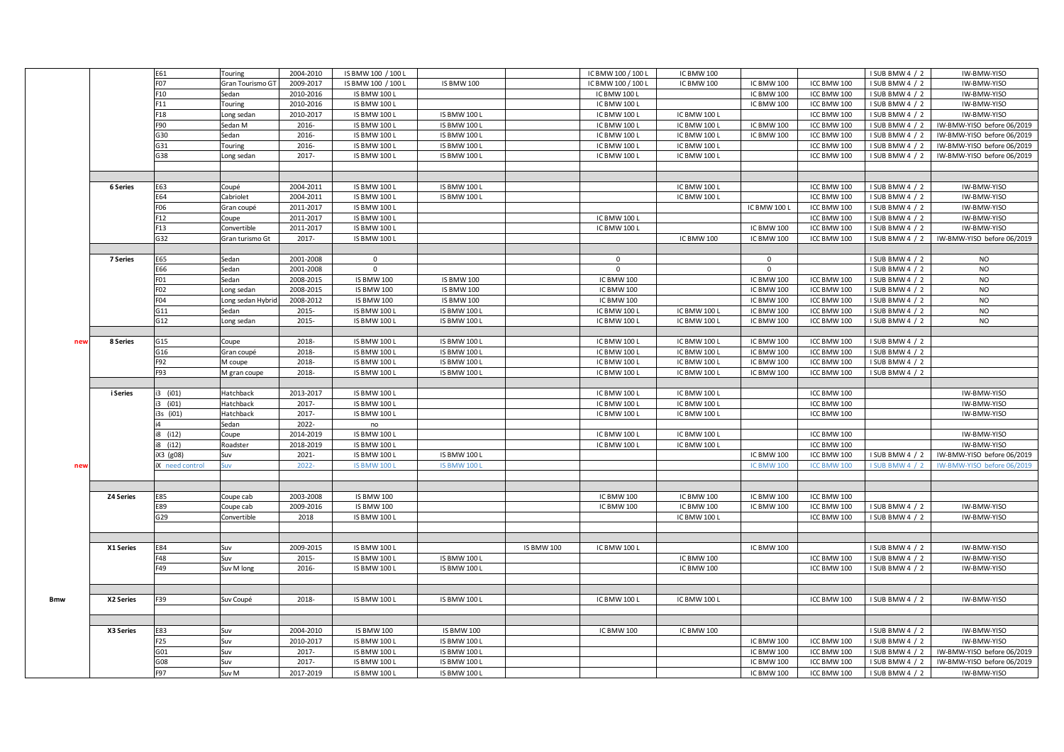| | | | | | | | | | | | | | |
|---|---|---|---|---|---|---|---|---|---|---|---|---|---|
| | | E61 | Touring | 2004-2010 | IS BMW 100 / 100 L | | | IC BMW 100 / 100 L | IC BMW 100 | | | I SUB BMW 4 / 2 | IW-BMW-YISO |
| | | F07 | Gran Tourismo GT | 2009-2017 | IS BMW 100 / 100 L | IS BMW 100 | | IC BMW 100 / 100 L | IC BMW 100 | IC BMW 100 | ICC BMW 100 | I SUB BMW 4 / 2 | IW-BMW-YISO |
| | | F10 | Sedan | 2010-2016 | IS BMW 100 L | | | IC BMW 100 L | | IC BMW 100 | ICC BMW 100 | I SUB BMW 4 / 2 | IW-BMW-YISO |
| | | F11 | Touring | 2010-2016 | IS BMW 100 L | | | IC BMW 100 L | | IC BMW 100 | ICC BMW 100 | I SUB BMW 4 / 2 | IW-BMW-YISO |
| | | F18 | Long sedan | 2010-2017 | IS BMW 100 L | IS BMW 100 L | | IC BMW 100 L | IC BMW 100 L | | ICC BMW 100 | I SUB BMW 4 / 2 | IW-BMW-YISO |
| | | F90 | Sedan M | 2016- | IS BMW 100 L | IS BMW 100 L | | IC BMW 100 L | IC BMW 100 L | IC BMW 100 | ICC BMW 100 | I SUB BMW 4 / 2 | IW-BMW-YISO before 06/2019 |
| | | G30 | Sedan | 2016- | IS BMW 100 L | IS BMW 100 L | | IC BMW 100 L | IC BMW 100 L | IC BMW 100 | ICC BMW 100 | I SUB BMW 4 / 2 | IW-BMW-YISO before 06/2019 |
| | | G31 | Touring | 2016- | IS BMW 100 L | IS BMW 100 L | | IC BMW 100 L | IC BMW 100 L | | ICC BMW 100 | I SUB BMW 4 / 2 | IW-BMW-YISO before 06/2019 |
| | | G38 | Long sedan | 2017- | IS BMW 100 L | IS BMW 100 L | | IC BMW 100 L | IC BMW 100 L | | ICC BMW 100 | I SUB BMW 4 / 2 | IW-BMW-YISO before 06/2019 |
| | | | | | | | | | | | | | |
| | | | | | | | | | | | | | |
| | 6 Series | E63 | Coupé | 2004-2011 | IS BMW 100 L | IS BMW 100 L | | | IC BMW 100 L | | ICC BMW 100 | I SUB BMW 4 / 2 | IW-BMW-YISO |
| | | E64 | Cabriolet | 2004-2011 | IS BMW 100 L | IS BMW 100 L | | | IC BMW 100 L | | ICC BMW 100 | I SUB BMW 4 / 2 | IW-BMW-YISO |
| | | F06 | Gran coupé | 2011-2017 | IS BMW 100 L | | | | | IC BMW 100 L | ICC BMW 100 | I SUB BMW 4 / 2 | IW-BMW-YISO |
| | | F12 | Coupe | 2011-2017 | IS BMW 100 L | | | IC BMW 100 L | | | ICC BMW 100 | I SUB BMW 4 / 2 | IW-BMW-YISO |
| | | F13 | Convertible | 2011-2017 | IS BMW 100 L | | | IC BMW 100 L | | IC BMW 100 | ICC BMW 100 | I SUB BMW 4 / 2 | IW-BMW-YISO |
| | | G32 | Gran turismo Gt | 2017- | IS BMW 100 L | | | | IC BMW 100 | IC BMW 100 | ICC BMW 100 | I SUB BMW 4 / 2 | IW-BMW-YISO before 06/2019 |
| | | | | | | | | | | | | | |
| | 7 Series | E65 | Sedan | 2001-2008 | 0 | | | 0 | | 0 | | I SUB BMW 4 / 2 | NO |
| | | E66 | Sedan | 2001-2008 | 0 | | | 0 | | 0 | | I SUB BMW 4 / 2 | NO |
| | | F01 | Sedan | 2008-2015 | IS BMW 100 | IS BMW 100 | | IC BMW 100 | | IC BMW 100 | ICC BMW 100 | I SUB BMW 4 / 2 | NO |
| | | F02 | Long sedan | 2008-2015 | IS BMW 100 | IS BMW 100 | | IC BMW 100 | | IC BMW 100 | ICC BMW 100 | I SUB BMW 4 / 2 | NO |
| | | F04 | Long sedan Hybrid | 2008-2012 | IS BMW 100 | IS BMW 100 | | IC BMW 100 | | IC BMW 100 | ICC BMW 100 | I SUB BMW 4 / 2 | NO |
| | | G11 | Sedan | 2015- | IS BMW 100 L | IS BMW 100 L | | IC BMW 100 L | IC BMW 100 L | IC BMW 100 | ICC BMW 100 | I SUB BMW 4 / 2 | NO |
| | | G12 | Long sedan | 2015- | IS BMW 100 L | IS BMW 100 L | | IC BMW 100 L | IC BMW 100 L | IC BMW 100 | ICC BMW 100 | I SUB BMW 4 / 2 | NO |
| | | | | | | | | | | | | | |
| new | 8 Series | G15 | Coupe | 2018- | IS BMW 100 L | IS BMW 100 L | | IC BMW 100 L | IC BMW 100 L | IC BMW 100 | ICC BMW 100 | I SUB BMW 4 / 2 | |
| | | G16 | Gran coupé | 2018- | IS BMW 100 L | IS BMW 100 L | | IC BMW 100 L | IC BMW 100 L | IC BMW 100 | ICC BMW 100 | I SUB BMW 4 / 2 | |
| | | F92 | M coupe | 2018- | IS BMW 100 L | IS BMW 100 L | | IC BMW 100 L | IC BMW 100 L | IC BMW 100 | ICC BMW 100 | I SUB BMW 4 / 2 | |
| | | F93 | M gran coupe | 2018- | IS BMW 100 L | IS BMW 100 L | | IC BMW 100 L | IC BMW 100 L | IC BMW 100 | ICC BMW 100 | I SUB BMW 4 / 2 | |
| | | | | | | | | | | | | | |
| | i Series | i3 (i01) | Hatchback | 2013-2017 | IS BMW 100 L | | | IC BMW 100 L | IC BMW 100 L | | ICC BMW 100 | | IW-BMW-YISO |
| | | i3 (i01) | Hatchback | 2017- | IS BMW 100 L | | | IC BMW 100 L | IC BMW 100 L | | ICC BMW 100 | | IW-BMW-YISO |
| | | i3s (i01) | Hatchback | 2017- | IS BMW 100 L | | | IC BMW 100 L | IC BMW 100 L | | ICC BMW 100 | | IW-BMW-YISO |
| | | i4 | Sedan | 2022- | no | | | | | | | | |
| | | i8 (i12) | Coupe | 2014-2019 | IS BMW 100 L | | | IC BMW 100 L | IC BMW 100 L | | ICC BMW 100 | | IW-BMW-YISO |
| | | i8 (i12) | Roadster | 2018-2019 | IS BMW 100 L | | | IC BMW 100 L | IC BMW 100 L | | ICC BMW 100 | | IW-BMW-YISO |
| | | iX3 (g08) | Suv | 2021- | IS BMW 100 L | IS BMW 100 L | | | | IC BMW 100 | ICC BMW 100 | I SUB BMW 4 / 2 | IW-BMW-YISO before 06/2019 |
| new | | iX need control | Suv | 2022- | IS BMW 100 L | IS BMW 100 L | | | | IC BMW 100 | ICC BMW 100 | I SUB BMW 4 / 2 | IW-BMW-YISO before 06/2019 |
| | | | | | | | | | | | | | |
| | | | | | | | | | | | | | |
| | Z4 Series | E85 | Coupe cab | 2003-2008 | IS BMW 100 | | | IC BMW 100 | IC BMW 100 | IC BMW 100 | ICC BMW 100 | | |
| | | E89 | Coupe cab | 2009-2016 | IS BMW 100 | | | IC BMW 100 | IC BMW 100 | IC BMW 100 | ICC BMW 100 | I SUB BMW 4 / 2 | IW-BMW-YISO |
| | | G29 | Convertible | 2018 | IS BMW 100 L | | | | IC BMW 100 L | | ICC BMW 100 | I SUB BMW 4 / 2 | IW-BMW-YISO |
| | | | | | | | | | | | | | |
| | | | | | | | | | | | | | |
| | X1 Series | E84 | Suv | 2009-2015 | IS BMW 100 L | | IS BMW 100 | IC BMW 100 L | | IC BMW 100 | | I SUB BMW 4 / 2 | IW-BMW-YISO |
| | | F48 | Suv | 2015- | IS BMW 100 L | IS BMW 100 L | | | IC BMW 100 | | ICC BMW 100 | I SUB BMW 4 / 2 | IW-BMW-YISO |
| | | F49 | Suv M long | 2016- | IS BMW 100 L | IS BMW 100 L | | | IC BMW 100 | | ICC BMW 100 | I SUB BMW 4 / 2 | IW-BMW-YISO |
| | | | | | | | | | | | | | |
| | | | | | | | | | | | | | |
| Bmw | X2 Series | F39 | Suv Coupé | 2018- | IS BMW 100 L | IS BMW 100 L | | IC BMW 100 L | IC BMW 100 L | | ICC BMW 100 | I SUB BMW 4 / 2 | IW-BMW-YISO |
| | | | | | | | | | | | | | |
| | | | | | | | | | | | | | |
| | X3 Series | E83 | Suv | 2004-2010 | IS BMW 100 | IS BMW 100 | | IC BMW 100 | IC BMW 100 | | | I SUB BMW 4 / 2 | IW-BMW-YISO |
| | | F25 | Suv | 2010-2017 | IS BMW 100 L | IS BMW 100 L | | | | IC BMW 100 | ICC BMW 100 | I SUB BMW 4 / 2 | IW-BMW-YISO |
| | | G01 | Suv | 2017- | IS BMW 100 L | IS BMW 100 L | | | | IC BMW 100 | ICC BMW 100 | I SUB BMW 4 / 2 | IW-BMW-YISO before 06/2019 |
| | | G08 | Suv | 2017- | IS BMW 100 L | IS BMW 100 L | | | | IC BMW 100 | ICC BMW 100 | I SUB BMW 4 / 2 | IW-BMW-YISO before 06/2019 |
| | | F97 | Suv M | 2017-2019 | IS BMW 100 L | IS BMW 100 L | | | | IC BMW 100 | ICC BMW 100 | I SUB BMW 4 / 2 | IW-BMW-YISO |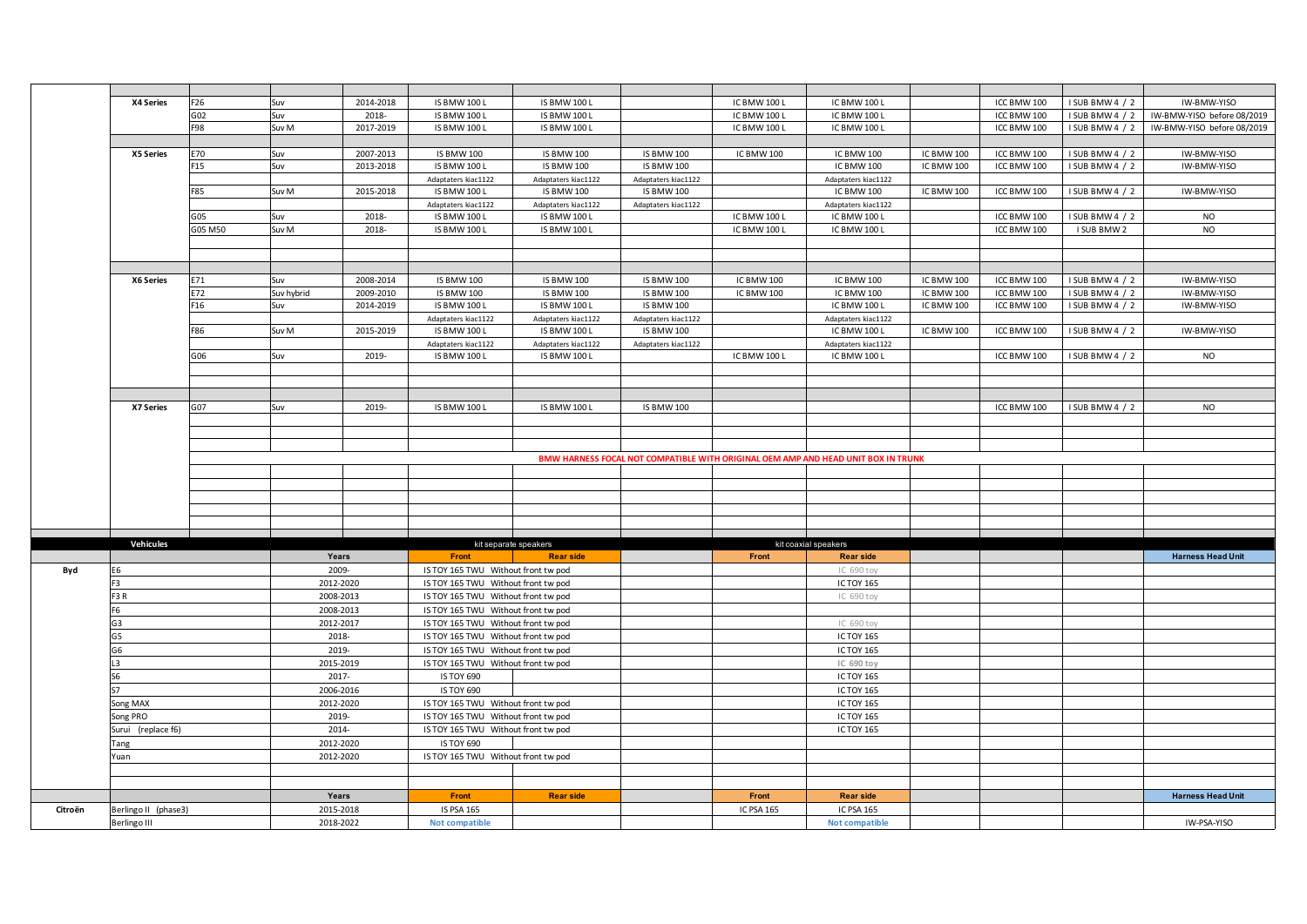| | | | | | | | | | | | | | |
|---|---|---|---|---|---|---|---|---|---|---|---|---|---|
| | **X4 Series** | F26 | Suv | 2014-2018 | IS BMW 100 L | IS BMW 100 L | | IC BMW 100 L | IC BMW 100 L | | ICC BMW 100 | I SUB BMW 4 / 2 | IW-BMW-YISO |
| | | G02 | Suv | 2018- | IS BMW 100 L | IS BMW 100 L | | IC BMW 100 L | IC BMW 100 L | | ICC BMW 100 | I SUB BMW 4 / 2 | IW-BMW-YISO before 08/2019 |
| | | F98 | Suv M | 2017-2019 | IS BMW 100 L | IS BMW 100 L | | IC BMW 100 L | IC BMW 100 L | | ICC BMW 100 | I SUB BMW 4 / 2 | IW-BMW-YISO before 08/2019 |
| | | | | | | | | | | | | | |
| | **X5 Series** | E70 | Suv | 2007-2013 | IS BMW 100 | IS BMW 100 | IS BMW 100 | IC BMW 100 | IC BMW 100 | IC BMW 100 | ICC BMW 100 | I SUB BMW 4 / 2 | IW-BMW-YISO |
| | | F15 | Suv | 2013-2018 | IS BMW 100 L | IS BMW 100 | IS BMW 100 | | IC BMW 100 | IC BMW 100 | ICC BMW 100 | I SUB BMW 4 / 2 | IW-BMW-YISO |
| | | | | | Adaptaters kiac1122 | Adaptaters kiac1122 | Adaptaters kiac1122 | | Adaptaters kiac1122 | | | | |
| | | F85 | Suv M | 2015-2018 | IS BMW 100 L | IS BMW 100 | IS BMW 100 | | IC BMW 100 | IC BMW 100 | ICC BMW 100 | I SUB BMW 4 / 2 | IW-BMW-YISO |
| | | | | | Adaptaters kiac1122 | Adaptaters kiac1122 | Adaptaters kiac1122 | | Adaptaters kiac1122 | | | | |
| | | G05 | Suv | 2018- | IS BMW 100 L | IS BMW 100 L | | IC BMW 100 L | IC BMW 100 L | | ICC BMW 100 | I SUB BMW 4 / 2 | NO |
| | | G05 M50 | Suv M | 2018- | IS BMW 100 L | IS BMW 100 L | | IC BMW 100 L | IC BMW 100 L | | ICC BMW 100 | I SUB BMW 2 | NO |
| | | | | | | | | | | | | | |
| | **X6 Series** | E71 | Suv | 2008-2014 | IS BMW 100 | IS BMW 100 | IS BMW 100 | IC BMW 100 | IC BMW 100 | IC BMW 100 | ICC BMW 100 | I SUB BMW 4 / 2 | IW-BMW-YISO |
| | | E72 | Suv hybrid | 2009-2010 | IS BMW 100 | IS BMW 100 | IS BMW 100 | IC BMW 100 | IC BMW 100 | IC BMW 100 | ICC BMW 100 | I SUB BMW 4 / 2 | IW-BMW-YISO |
| | | F16 | Suv | 2014-2019 | IS BMW 100 L | IS BMW 100 L | IS BMW 100 | | IC BMW 100 L | IC BMW 100 | ICC BMW 100 | I SUB BMW 4 / 2 | IW-BMW-YISO |
| | | | | | Adaptaters kiac1122 | Adaptaters kiac1122 | Adaptaters kiac1122 | | Adaptaters kiac1122 | | | | |
| | | F86 | Suv M | 2015-2019 | IS BMW 100 L | IS BMW 100 L | IS BMW 100 | | IC BMW 100 L | IC BMW 100 | ICC BMW 100 | I SUB BMW 4 / 2 | IW-BMW-YISO |
| | | | | | Adaptaters kiac1122 | Adaptaters kiac1122 | Adaptaters kiac1122 | | Adaptaters kiac1122 | | | | |
| | | G06 | Suv | 2019- | IS BMW 100 L | IS BMW 100 L | | IC BMW 100 L | IC BMW 100 L | | ICC BMW 100 | I SUB BMW 4 / 2 | NO |
| | | | | | | | | | | | | | |
| | **X7 Series** | G07 | Suv | 2019- | IS BMW 100 L | IS BMW 100 L | IS BMW 100 | | | | ICC BMW 100 | I SUB BMW 4 / 2 | NO |
| | | | | | | | | | | | | | |
| | | | | | | | **BMW HARNESS FOCAL NOT COMPATIBLE WITH ORIGINAL OEM AMP AND HEAD UNIT BOX IN TRUNK** | | | | | | |
| | | | | | | | | | | | | | |
| | **Vehicules** | | | | kit separate speakers | | | kit coaxial speakers | | | | | |
| | | | | **Years** | **Front** | **Rear side** | | **Front** | **Rear side** | | | | **Harness Head Unit** |
| **Byd** | E6 | | | 2009- | IS TOY 165 TWU Without front tw pod | | | | IC 690 toy | | | | |
| | F3 | | | 2012-2020 | IS TOY 165 TWU Without front tw pod | | | | IC TOY 165 | | | | |
| | F3 R | | | 2008-2013 | IS TOY 165 TWU Without front tw pod | | | | IC 690 toy | | | | |
| | F6 | | | 2008-2013 | IS TOY 165 TWU Without front tw pod | | | | | | | | |
| | G3 | | | 2012-2017 | IS TOY 165 TWU Without front tw pod | | | | IC 690 toy | | | | |
| | G5 | | | 2018- | IS TOY 165 TWU Without front tw pod | | | | IC TOY 165 | | | | |
| | G6 | | | 2019- | IS TOY 165 TWU Without front tw pod | | | | IC TOY 165 | | | | |
| | L3 | | | 2015-2019 | IS TOY 165 TWU Without front tw pod | | | | IC 690 toy | | | | |
| | S6 | | | 2017- | IS TOY 690 | | | | IC TOY 165 | | | | |
| | S7 | | | 2006-2016 | IS TOY 690 | | | | IC TOY 165 | | | | |
| | Song MAX | | | 2012-2020 | IS TOY 165 TWU Without front tw pod | | | | IC TOY 165 | | | | |
| | Song PRO | | | 2019- | IS TOY 165 TWU Without front tw pod | | | | IC TOY 165 | | | | |
| | Surui (replace f6) | | | 2014- | IS TOY 165 TWU Without front tw pod | | | | IC TOY 165 | | | | |
| | Tang | | | 2012-2020 | IS TOY 690 | | | | | | | | |
| | Yuan | | | 2012-2020 | IS TOY 165 TWU Without front tw pod | | | | | | | | |
| | | | | | | | | | | | | | |
| | | | | **Years** | **Front** | **Rear side** | | **Front** | **Rear side** | | | | **Harness Head Unit** |
| **Citroën** | Berlingo II (phase3) | | | 2015-2018 | IS PSA 165 | | | IC PSA 165 | IC PSA 165 | | | | |
| | Berlingo III | | | 2018-2022 | Not compatible | | | | Not compatible | | | | IW-PSA-YISO |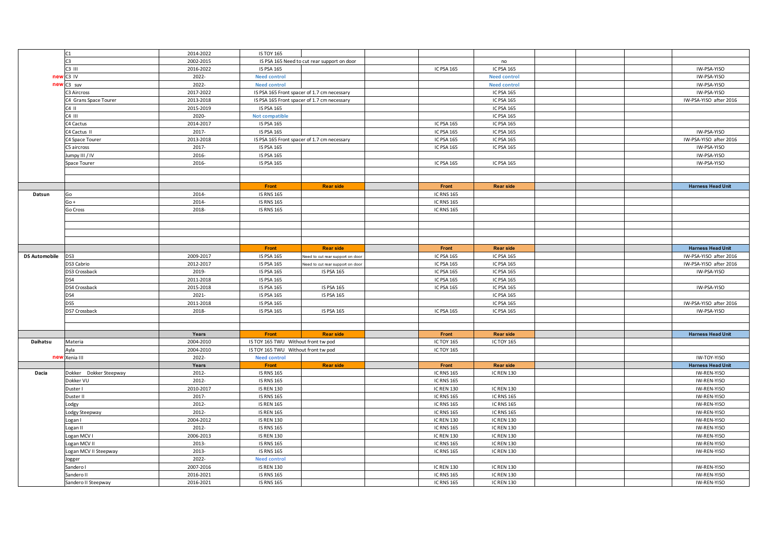| | | | | | | | | | | | |
|---|---|---|---|---|---|---|---|---|---|---|---|
| | C1 | 2014-2022 | IS TOY 165 | | | | | | | | |
| | C3 | 2002-2015 | IS PSA 165 Need to cut rear support on door | | | | no | | | | |
| | C3 III | 2016-2022 | IS PSA 165 | | | IC PSA 165 | IC PSA 165 | | | | IW-PSA-YISO |
| new | C3 IV | 2022- | Need control | | | | Need control | | | | IW-PSA-YISO |
| new | C3 suv | 2022- | Need control | | | | Need control | | | | IW-PSA-YISO |
| | C3 Aircross | 2017-2022 | IS PSA 165 Front spacer of 1.7 cm necessary | | | | IC PSA 165 | | | | IW-PSA-YISO |
| | C4 Grans Space Tourer | 2013-2018 | IS PSA 165 Front spacer of 1.7 cm necessary | | | | IC PSA 165 | | | | IW-PSA-YISO after 2016 |
| | C4 II | 2015-2019 | IS PSA 165 | | | | IC PSA 165 | | | | |
| | C4 III | 2020- | Not compatible | | | | IC PSA 165 | | | | |
| | C4 Cactus | 2014-2017 | IS PSA 165 | | | IC PSA 165 | IC PSA 165 | | | | |
| | C4 Cactus II | 2017- | IS PSA 165 | | | IC PSA 165 | IC PSA 165 | | | | IW-PSA-YISO |
| | C4 Space Tourer | 2013-2018 | IS PSA 165 Front spacer of 1.7 cm necessary | | | IC PSA 165 | IC PSA 165 | | | | IW-PSA-YISO after 2016 |
| | C5 aircross | 2017- | IS PSA 165 | | | IC PSA 165 | IC PSA 165 | | | | IW-PSA-YISO |
| | Jumpy III / IV | 2016- | IS PSA 165 | | | | | | | | IW-PSA-YISO |
| | Space Tourer | 2016- | IS PSA 165 | | | IC PSA 165 | IC PSA 165 | | | | IW-PSA-YISO |
| | | | | | | | | | | | |
| | | | | | | | | | | | |
| | | | **Front** | **Rear side** | | **Front** | **Rear side** | | | | **Harness Head Unit** |
| **Datsun** | Go | 2014- | IS RNS 165 | | | IC RNS 165 | | | | | |
| | Go + | 2014- | IS RNS 165 | | | IC RNS 165 | | | | | |
| | Go Cross | 2018- | IS RNS 165 | | | IC RNS 165 | | | | | |
| | | | | | | | | | | | |
| | | | | | | | | | | | |
| | | | | | | | | | | | |
| | | | **Front** | **Rear side** | | **Front** | **Rear side** | | | | **Harness Head Unit** |
| **DS Automobile** | DS3 | 2009-2017 | IS PSA 165 | Need to cut rear support on door | | IC PSA 165 | IC PSA 165 | | | | IW-PSA-YISO after 2016 |
| | DS3 Cabrio | 2012-2017 | IS PSA 165 | Need to cut rear support on door | | IC PSA 165 | IC PSA 165 | | | | IW-PSA-YISO after 2016 |
| | DS3 Crossback | 2019- | IS PSA 165 | IS PSA 165 | | IC PSA 165 | IC PSA 165 | | | | IW-PSA-YISO |
| | DS4 | 2011-2018 | IS PSA 165 | | | IC PSA 165 | IC PSA 165 | | | | |
| | DS4 Crossback | 2015-2018 | IS PSA 165 | IS PSA 165 | | IC PSA 165 | IC PSA 165 | | | | IW-PSA-YISO |
| | DS4 | 2021- | IS PSA 165 | IS PSA 165 | | | IC PSA 165 | | | | |
| | DS5 | 2011-2018 | IS PSA 165 | | | | IC PSA 165 | | | | IW-PSA-YISO after 2016 |
| | DS7 Crossback | 2018- | IS PSA 165 | IS PSA 165 | | IC PSA 165 | IC PSA 165 | | | | IW-PSA-YISO |
| | | | | | | | | | | | |
| | | | | | | | | | | | |
| | | **Years** | **Front** | **Rear side** | | **Front** | **Rear side** | | | | **Harness Head Unit** |
| **Daihatsu** | Materia | 2004-2010 | IS TOY 165 TWU Without front tw pod | | | IC TOY 165 | IC TOY 165 | | | | |
| | Ayla | 2004-2010 | IS TOY 165 TWU Without front tw pod | | | IC TOY 165 | | | | | |
| new | Xenia III | 2022- | Need control | | | | | | | | IW-TOY-YISO |
| | | **Years** | **Front** | **Rear side** | | **Front** | **Rear side** | | | | **Harness Head Unit** |
| **Dacia** | Dokker Dokker Steepway | 2012- | IS RNS 165 | | | IC RNS 165 | IC REN 130 | | | | IW-REN-YISO |
| | Dokker VU | 2012- | IS RNS 165 | | | IC RNS 165 | | | | | IW-REN-YISO |
| | Duster I | 2010-2017 | IS REN 130 | | | IC REN 130 | IC REN 130 | | | | IW-REN-YISO |
| | Duster II | 2017- | IS RNS 165 | | | IC RNS 165 | IC RNS 165 | | | | IW-REN-YISO |
| | Lodgy | 2012- | IS REN 165 | | | IC RNS 165 | IC RNS 165 | | | | IW-REN-YISO |
| | Lodgy Steepway | 2012- | IS REN 165 | | | IC RNS 165 | IC RNS 165 | | | | IW-REN-YISO |
| | Logan I | 2004-2012 | IS REN 130 | | | IC REN 130 | IC REN 130 | | | | IW-REN-YISO |
| | Logan II | 2012- | IS RNS 165 | | | IC RNS 165 | IC REN 130 | | | | IW-REN-YISO |
| | Logan MCV I | 2006-2013 | IS REN 130 | | | IC REN 130 | IC REN 130 | | | | IW-REN-YISO |
| | Logan MCV II | 2013- | IS RNS 165 | | | IC RNS 165 | IC REN 130 | | | | IW-REN-YISO |
| | Logan MCV II Steepway | 2013- | IS RNS 165 | | | IC RNS 165 | IC REN 130 | | | | IW-REN-YISO |
| | Jogger | 2022- | Need control | | | | | | | | |
| | Sandero I | 2007-2016 | IS REN 130 | | | IC REN 130 | IC REN 130 | | | | IW-REN-YISO |
| | Sandero II | 2016-2021 | IS RNS 165 | | | IC RNS 165 | IC REN 130 | | | | IW-REN-YISO |
| | Sandero II Steepway | 2016-2021 | IS RNS 165 | | | IC RNS 165 | IC REN 130 | | | | IW-REN-YISO |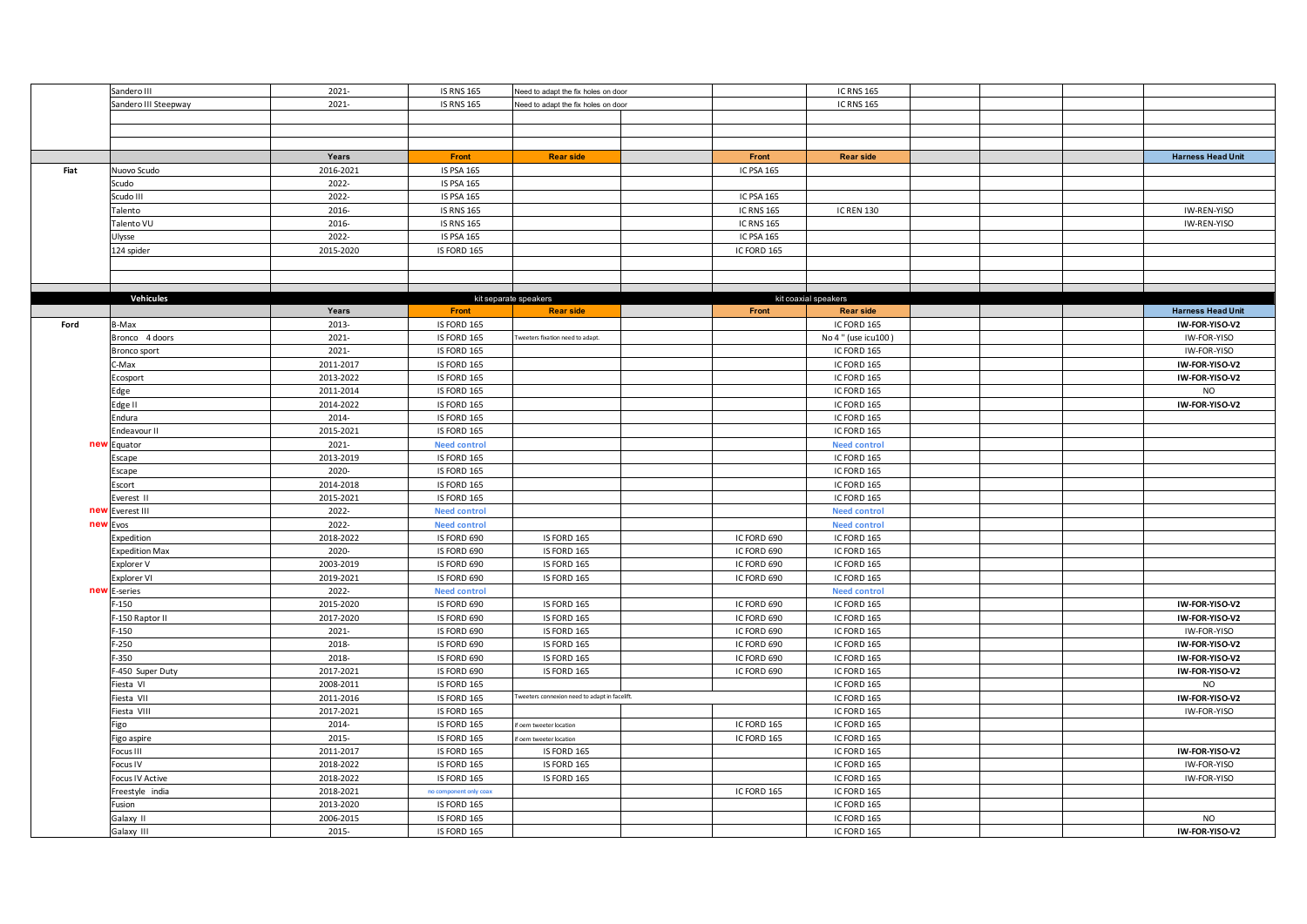| | | | | | | | | | | | |
|---|---|---|---|---|---|---|---|---|---|---|---|
| | Sandero III | 2021- | IS RNS 165 | Need to adapt the fix holes on door | | | IC RNS 165 | | | | |
| | Sandero III Steepway | 2021- | IS RNS 165 | Need to adapt the fix holes on door | | | IC RNS 165 | | | | |
| | | | | | | | | | | | |
| | | | | | | | | | | | |
| | | | | | | | | | | | |
| | | Years | Front | Rear side | | Front | Rear side | | | | Harness Head Unit |
| Fiat | Nuovo Scudo | 2016-2021 | IS PSA 165 | | | IC PSA 165 | | | | | |
| | Scudo | 2022- | IS PSA 165 | | | | | | | | |
| | Scudo III | 2022- | IS PSA 165 | | | IC PSA 165 | | | | | |
| | Talento | 2016- | IS RNS 165 | | | IC RNS 165 | IC REN 130 | | | | IW-REN-YISO |
| | Talento VU | 2016- | IS RNS 165 | | | IC RNS 165 | | | | | IW-REN-YISO |
| | Ulysse | 2022- | IS PSA 165 | | | IC PSA 165 | | | | | |
| | 124 spider | 2015-2020 | IS FORD 165 | | | IC FORD 165 | | | | | |
| | | | | | | | | | | | |
| | | | | | | | | | | | |
| | Vehicules | | kit separate speakers | | | kit coaxial speakers | | | | | |
| | | Years | Front | Rear side | | Front | Rear side | | | | Harness Head Unit |
| Ford | B-Max | 2013- | IS FORD 165 | | | | IC FORD 165 | | | | IW-FOR-YISO-V2 |
| | Bronco 4 doors | 2021- | IS FORD 165 | Tweeters fixation need to adapt. | | | No 4 " (use icu100 ) | | | | IW-FOR-YISO |
| | Bronco sport | 2021- | IS FORD 165 | | | | IC FORD 165 | | | | IW-FOR-YISO |
| | C-Max | 2011-2017 | IS FORD 165 | | | | IC FORD 165 | | | | IW-FOR-YISO-V2 |
| | Ecosport | 2013-2022 | IS FORD 165 | | | | IC FORD 165 | | | | IW-FOR-YISO-V2 |
| | Edge | 2011-2014 | IS FORD 165 | | | | IC FORD 165 | | | | NO |
| | Edge II | 2014-2022 | IS FORD 165 | | | | IC FORD 165 | | | | IW-FOR-YISO-V2 |
| | Endura | 2014- | IS FORD 165 | | | | IC FORD 165 | | | | |
| | Endeavour II | 2015-2021 | IS FORD 165 | | | | IC FORD 165 | | | | |
| | new Equator | 2021- | Need control | | | | Need control | | | | |
| | Escape | 2013-2019 | IS FORD 165 | | | | IC FORD 165 | | | | |
| | Escape | 2020- | IS FORD 165 | | | | IC FORD 165 | | | | |
| | Escort | 2014-2018 | IS FORD 165 | | | | IC FORD 165 | | | | |
| | Everest II | 2015-2021 | IS FORD 165 | | | | IC FORD 165 | | | | |
| | new Everest III | 2022- | Need control | | | | Need control | | | | |
| | new Evos | 2022- | Need control | | | | Need control | | | | |
| | Expedition | 2018-2022 | IS FORD 690 | IS FORD 165 | | IC FORD 690 | IC FORD 165 | | | | |
| | Expedition Max | 2020- | IS FORD 690 | IS FORD 165 | | IC FORD 690 | IC FORD 165 | | | | |
| | Explorer V | 2003-2019 | IS FORD 690 | IS FORD 165 | | IC FORD 690 | IC FORD 165 | | | | |
| | Explorer VI | 2019-2021 | IS FORD 690 | IS FORD 165 | | IC FORD 690 | IC FORD 165 | | | | |
| | new E-series | 2022- | Need control | | | | Need control | | | | |
| | F-150 | 2015-2020 | IS FORD 690 | IS FORD 165 | | IC FORD 690 | IC FORD 165 | | | | IW-FOR-YISO-V2 |
| | F-150 Raptor II | 2017-2020 | IS FORD 690 | IS FORD 165 | | IC FORD 690 | IC FORD 165 | | | | IW-FOR-YISO-V2 |
| | F-150 | 2021- | IS FORD 690 | IS FORD 165 | | IC FORD 690 | IC FORD 165 | | | | IW-FOR-YISO |
| | F-250 | 2018- | IS FORD 690 | IS FORD 165 | | IC FORD 690 | IC FORD 165 | | | | IW-FOR-YISO-V2 |
| | F-350 | 2018- | IS FORD 690 | IS FORD 165 | | IC FORD 690 | IC FORD 165 | | | | IW-FOR-YISO-V2 |
| | F-450 Super Duty | 2017-2021 | IS FORD 690 | IS FORD 165 | | IC FORD 690 | IC FORD 165 | | | | IW-FOR-YISO-V2 |
| | Fiesta VI | 2008-2011 | IS FORD 165 | | | | IC FORD 165 | | | | NO |
| | Fiesta VII | 2011-2016 | IS FORD 165 | Tweeters connexion need to adapt in facelift. | | | IC FORD 165 | | | | IW-FOR-YISO-V2 |
| | Fiesta VIII | 2017-2021 | IS FORD 165 | | | | IC FORD 165 | | | | IW-FOR-YISO |
| | Figo | 2014- | IS FORD 165 | if oem tweeter location | | IC FORD 165 | IC FORD 165 | | | | |
| | Figo aspire | 2015- | IS FORD 165 | if oem tweeter location | | IC FORD 165 | IC FORD 165 | | | | |
| | Focus III | 2011-2017 | IS FORD 165 | IS FORD 165 | | | IC FORD 165 | | | | IW-FOR-YISO-V2 |
| | Focus IV | 2018-2022 | IS FORD 165 | IS FORD 165 | | | IC FORD 165 | | | | IW-FOR-YISO |
| | Focus IV Active | 2018-2022 | IS FORD 165 | IS FORD 165 | | | IC FORD 165 | | | | IW-FOR-YISO |
| | Freestyle india | 2018-2021 | no component only coax | | | IC FORD 165 | IC FORD 165 | | | | |
| | Fusion | 2013-2020 | IS FORD 165 | | | | IC FORD 165 | | | | |
| | Galaxy II | 2006-2015 | IS FORD 165 | | | | IC FORD 165 | | | | NO |
| | Galaxy III | 2015- | IS FORD 165 | | | | IC FORD 165 | | | | IW-FOR-YISO-V2 |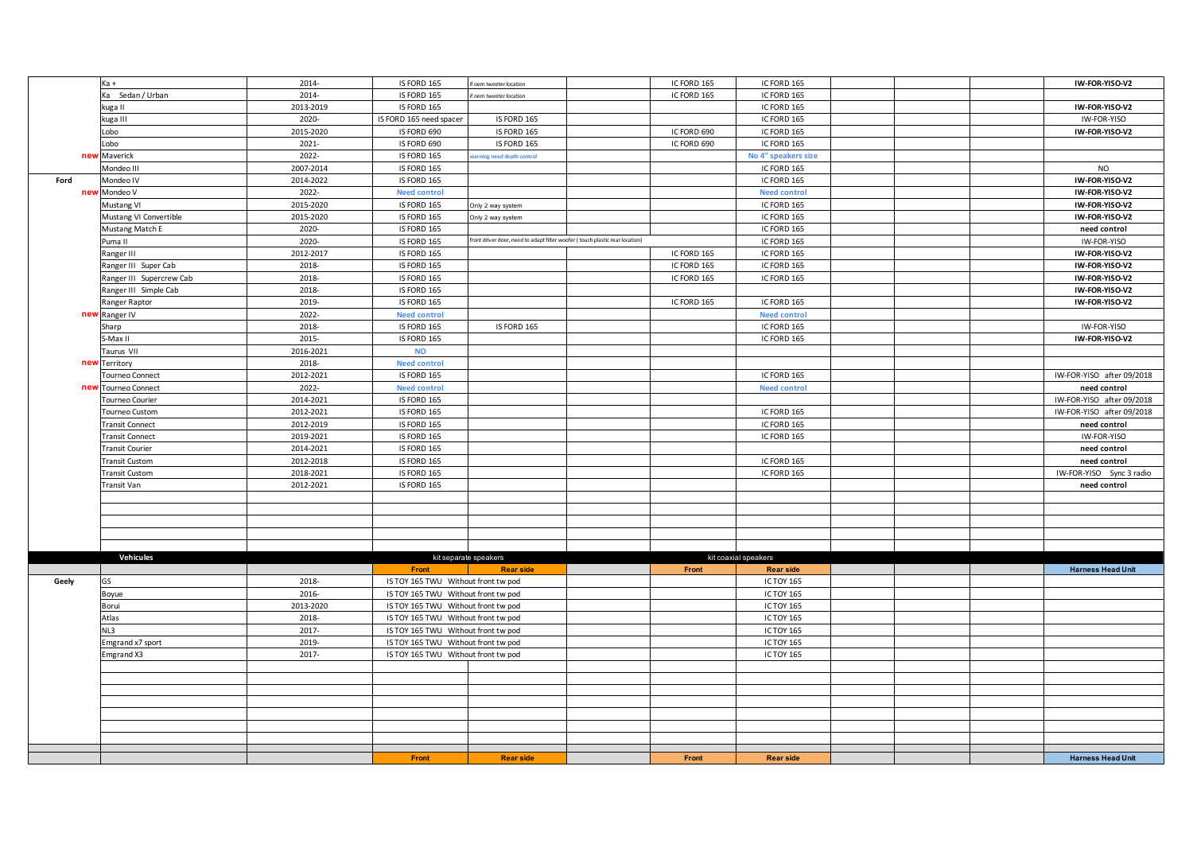| | | | | | | | | | | | | |
|---|---|---|---|---|---|---|---|---|---|---|---|---|
| | Ka + | 2014- | IS FORD 165 | if oem tweeter location | | IC FORD 165 | IC FORD 165 | | | | | IW-FOR-YISO-V2 |
| | Ka Sedan / Urban | 2014- | IS FORD 165 | if oem tweeter location | | IC FORD 165 | IC FORD 165 | | | | | |
| | kuga II | 2013-2019 | IS FORD 165 | | | | IC FORD 165 | | | | | IW-FOR-YISO-V2 |
| | kuga III | 2020- | IS FORD 165 need spacer | IS FORD 165 | | | IC FORD 165 | | | | | IW-FOR-YISO |
| | Lobo | 2015-2020 | IS FORD 690 | IS FORD 165 | | IC FORD 690 | IC FORD 165 | | | | | IW-FOR-YISO-V2 |
| | Lobo | 2021- | IS FORD 690 | IS FORD 165 | | IC FORD 690 | IC FORD 165 | | | | | |
| | new Maverick | 2022- | IS FORD 165 | warning need depth control | | | No 4" speakers size | | | | | |
| | Mondeo III | 2007-2014 | IS FORD 165 | | | | IC FORD 165 | | | | | NO |
| Ford | Mondeo IV | 2014-2022 | IS FORD 165 | | | | IC FORD 165 | | | | | IW-FOR-YISO-V2 |
| | new Mondeo V | 2022- | Need control | | | | Need control | | | | | IW-FOR-YISO-V2 |
| | Mustang VI | 2015-2020 | IS FORD 165 | Only 2 way system | | | IC FORD 165 | | | | | IW-FOR-YISO-V2 |
| | Mustang VI Convertible | 2015-2020 | IS FORD 165 | Only 2 way system | | | IC FORD 165 | | | | | IW-FOR-YISO-V2 |
| | Mustang Match E | 2020- | IS FORD 165 | | | | IC FORD 165 | | | | | need control |
| | Puma II | 2020- | IS FORD 165 | front driver door, need to adapt filter woofer ( touch plastic rear location) | | | IC FORD 165 | | | | | IW-FOR-YISO |
| | Ranger III | 2012-2017 | IS FORD 165 | | | IC FORD 165 | IC FORD 165 | | | | | IW-FOR-YISO-V2 |
| | Ranger III Super Cab | 2018- | IS FORD 165 | | | IC FORD 165 | IC FORD 165 | | | | | IW-FOR-YISO-V2 |
| | Ranger III Supercrew Cab | 2018- | IS FORD 165 | | | IC FORD 165 | IC FORD 165 | | | | | IW-FOR-YISO-V2 |
| | Ranger III Simple Cab | 2018- | IS FORD 165 | | | | | | | | | IW-FOR-YISO-V2 |
| | Ranger Raptor | 2019- | IS FORD 165 | | | IC FORD 165 | IC FORD 165 | | | | | IW-FOR-YISO-V2 |
| | new Ranger IV | 2022- | Need control | | | | Need control | | | | | |
| | Sharp | 2018- | IS FORD 165 | IS FORD 165 | | | IC FORD 165 | | | | | IW-FOR-YISO |
| | S-Max II | 2015- | IS FORD 165 | | | | IC FORD 165 | | | | | IW-FOR-YISO-V2 |
| | Taurus VII | 2016-2021 | NO | | | | | | | | | |
| | new Territory | 2018- | Need control | | | | | | | | | |
| | Tourneo Connect | 2012-2021 | IS FORD 165 | | | | IC FORD 165 | | | | | IW-FOR-YISO after 09/2018 |
| | new Tourneo Connect | 2022- | Need control | | | | Need control | | | | | need control |
| | Tourneo Courier | 2014-2021 | IS FORD 165 | | | | | | | | | IW-FOR-YISO after 09/2018 |
| | Tourneo Custom | 2012-2021 | IS FORD 165 | | | | IC FORD 165 | | | | | IW-FOR-YISO after 09/2018 |
| | Transit Connect | 2012-2019 | IS FORD 165 | | | | IC FORD 165 | | | | | need control |
| | Transit Connect | 2019-2021 | IS FORD 165 | | | | IC FORD 165 | | | | | IW-FOR-YISO |
| | Transit Courier | 2014-2021 | IS FORD 165 | | | | | | | | | need control |
| | Transit Custom | 2012-2018 | IS FORD 165 | | | | IC FORD 165 | | | | | need control |
| | Transit Custom | 2018-2021 | IS FORD 165 | | | | IC FORD 165 | | | | | IW-FOR-YISO Sync 3 radio |
| | Transit Van | 2012-2021 | IS FORD 165 | | | | | | | | | need control |

| | Vehicules | | kit separate speakers | | | kit coaxial speakers | | | | | | |
|---|---|---|---|---|---|---|---|---|---|---|---|---|
| | | | Front | Rear side | | Front | Rear side | | | | | Harness Head Unit |
| Geely | GS | 2018- | IS TOY 165 TWU Without front tw pod | | | | IC TOY 165 | | | | | |
| | Boyue | 2016- | IS TOY 165 TWU Without front tw pod | | | | IC TOY 165 | | | | | |
| | Borui | 2013-2020 | IS TOY 165 TWU Without front tw pod | | | | IC TOY 165 | | | | | |
| | Atlas | 2018- | IS TOY 165 TWU Without front tw pod | | | | IC TOY 165 | | | | | |
| | NL3 | 2017- | IS TOY 165 TWU Without front tw pod | | | | IC TOY 165 | | | | | |
| | Emgrand x7 sport | 2019- | IS TOY 165 TWU Without front tw pod | | | | IC TOY 165 | | | | | |
| | Emgrand X3 | 2017- | IS TOY 165 TWU Without front tw pod | | | | IC TOY 165 | | | | | |
| | | | Front | Rear side | | Front | Rear side | | | | | Harness Head Unit |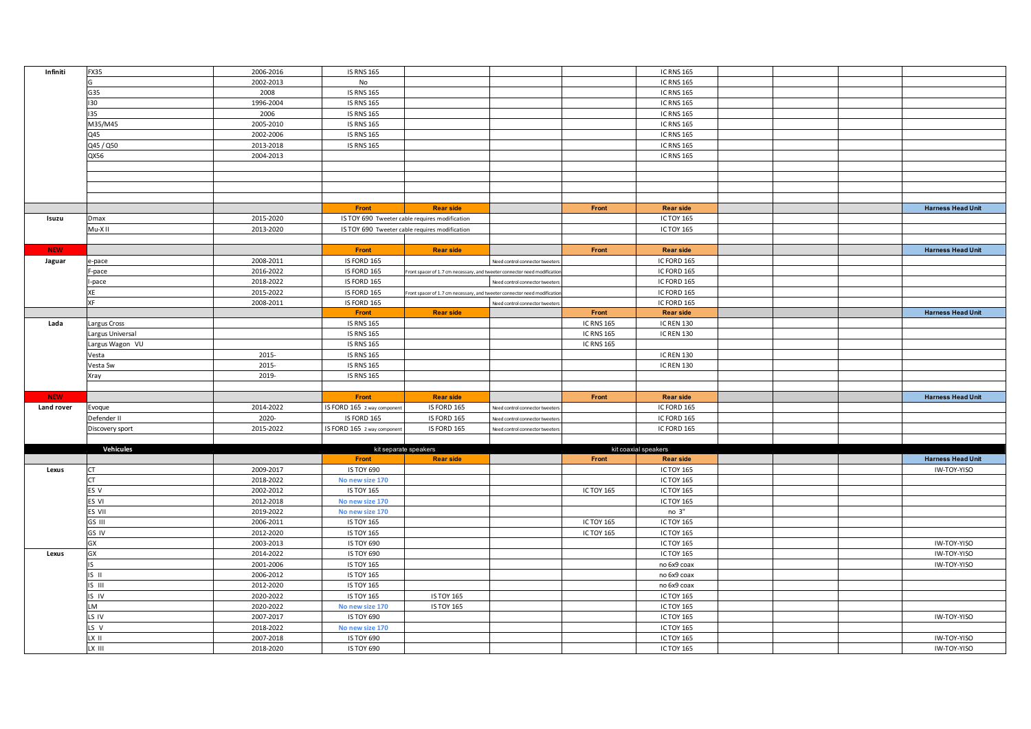| | | | | | | | | | | | | |
|---|---|---|---|---|---|---|---|---|---|---|---|---|
| Infiniti | FX35 | 2006-2016 | IS RNS 165 | | | | IC RNS 165 | | | | |
| | G | 2002-2013 | No | | | | IC RNS 165 | | | | |
| | G35 | 2008 | IS RNS 165 | | | | IC RNS 165 | | | | |
| | I30 | 1996-2004 | IS RNS 165 | | | | IC RNS 165 | | | | |
| | I35 | 2006 | IS RNS 165 | | | | IC RNS 165 | | | | |
| | M35/M45 | 2005-2010 | IS RNS 165 | | | | IC RNS 165 | | | | |
| | Q45 | 2002-2006 | IS RNS 165 | | | | IC RNS 165 | | | | |
| | Q45 / Q50 | 2013-2018 | IS RNS 165 | | | | IC RNS 165 | | | | |
| | QX56 | 2004-2013 | | | | | IC RNS 165 | | | | |
| | | | | | | | | | | | |
| | | | | | | | | | | | |
| | | | | | | | | | | | |
| | | | **Front** | **Rear side** | | **Front** | **Rear side** | | | | **Harness Head Unit** |
| Isuzu | Dmax | 2015-2020 | IS TOY 690 Tweeter cable requires modification | | | | IC TOY 165 | | | | |
| | Mu-X II | 2013-2020 | IS TOY 690 Tweeter cable requires modification | | | | IC TOY 165 | | | | |
| | | | | | | | | | | | |
| NEW | | | **Front** | **Rear side** | | **Front** | **Rear side** | | | | **Harness Head Unit** |
| Jaguar | e-pace | 2008-2011 | IS FORD 165 | | Need control connector tweeters | | IC FORD 165 | | | | |
| | F-pace | 2016-2022 | IS FORD 165 | Front spacer of 1.7 cm necessary, and tweeter connector need modification | | | IC FORD 165 | | | | |
| | I-pace | 2018-2022 | IS FORD 165 | | Need control connector tweeters | | IC FORD 165 | | | | |
| | XE | 2015-2022 | IS FORD 165 | Front spacer of 1.7 cm necessary, and tweeter connector need modification | | | IC FORD 165 | | | | |
| | XF | 2008-2011 | IS FORD 165 | | Need control connector tweeters | | IC FORD 165 | | | | |
| | | | **Front** | **Rear side** | | **Front** | **Rear side** | | | | **Harness Head Unit** |
| Lada | Largus Cross | | IS RNS 165 | | | IC RNS 165 | IC REN 130 | | | | |
| | Largus Universal | | IS RNS 165 | | | IC RNS 165 | IC REN 130 | | | | |
| | Largus Wagon VU | | IS RNS 165 | | | IC RNS 165 | | | | | |
| | Vesta | 2015- | IS RNS 165 | | | | IC REN 130 | | | | |
| | Vesta Sw | 2015- | IS RNS 165 | | | | IC REN 130 | | | | |
| | Xray | 2019- | IS RNS 165 | | | | | | | | |
| | | | | | | | | | | | |
| NEW | | | **Front** | **Rear side** | | **Front** | **Rear side** | | | | **Harness Head Unit** |
| Land rover | Evoque | 2014-2022 | IS FORD 165 2 way component | IS FORD 165 | Need control connector tweeters | | IC FORD 165 | | | | |
| | Defender II | 2020- | IS FORD 165 | IS FORD 165 | Need control connector tweeters | | IC FORD 165 | | | | |
| | Discovery sport | 2015-2022 | IS FORD 165 2 way component | IS FORD 165 | Need control connector tweeters | | IC FORD 165 | | | | |
| | | | | | | | | | | | |
| | **Vehicules** | | kit separate speakers | | | kit coaxial speakers | | | | | |
| | | | **Front** | **Rear side** | | **Front** | **Rear side** | | | | **Harness Head Unit** |
| Lexus | CT | 2009-2017 | IS TOY 690 | | | | IC TOY 165 | | | | IW-TOY-YISO |
| | CT | 2018-2022 | No new size 170 | | | | IC TOY 165 | | | | |
| | ES V | 2002-2012 | IS TOY 165 | | | IC TOY 165 | IC TOY 165 | | | | |
| | ES VI | 2012-2018 | No new size 170 | | | | IC TOY 165 | | | | |
| | ES VII | 2019-2022 | No new size 170 | | | | no 3" | | | | |
| | GS III | 2006-2011 | IS TOY 165 | | | IC TOY 165 | IC TOY 165 | | | | |
| | GS IV | 2012-2020 | IS TOY 165 | | | IC TOY 165 | IC TOY 165 | | | | |
| | GX | 2003-2013 | IS TOY 690 | | | | IC TOY 165 | | | | IW-TOY-YISO |
| Lexus | GX | 2014-2022 | IS TOY 690 | | | | IC TOY 165 | | | | IW-TOY-YISO |
| | IS | 2001-2006 | IS TOY 165 | | | | no 6x9 coax | | | | IW-TOY-YISO |
| | IS II | 2006-2012 | IS TOY 165 | | | | no 6x9 coax | | | | |
| | IS III | 2012-2020 | IS TOY 165 | | | | no 6x9 coax | | | | |
| | IS IV | 2020-2022 | IS TOY 165 | IS TOY 165 | | | IC TOY 165 | | | | |
| | LM | 2020-2022 | No new size 170 | IS TOY 165 | | | IC TOY 165 | | | | |
| | LS IV | 2007-2017 | IS TOY 690 | | | | IC TOY 165 | | | | IW-TOY-YISO |
| | LS V | 2018-2022 | No new size 170 | | | | IC TOY 165 | | | | |
| | LX II | 2007-2018 | IS TOY 690 | | | | IC TOY 165 | | | | IW-TOY-YISO |
| | LX III | 2018-2020 | IS TOY 690 | | | | IC TOY 165 | | | | IW-TOY-YISO |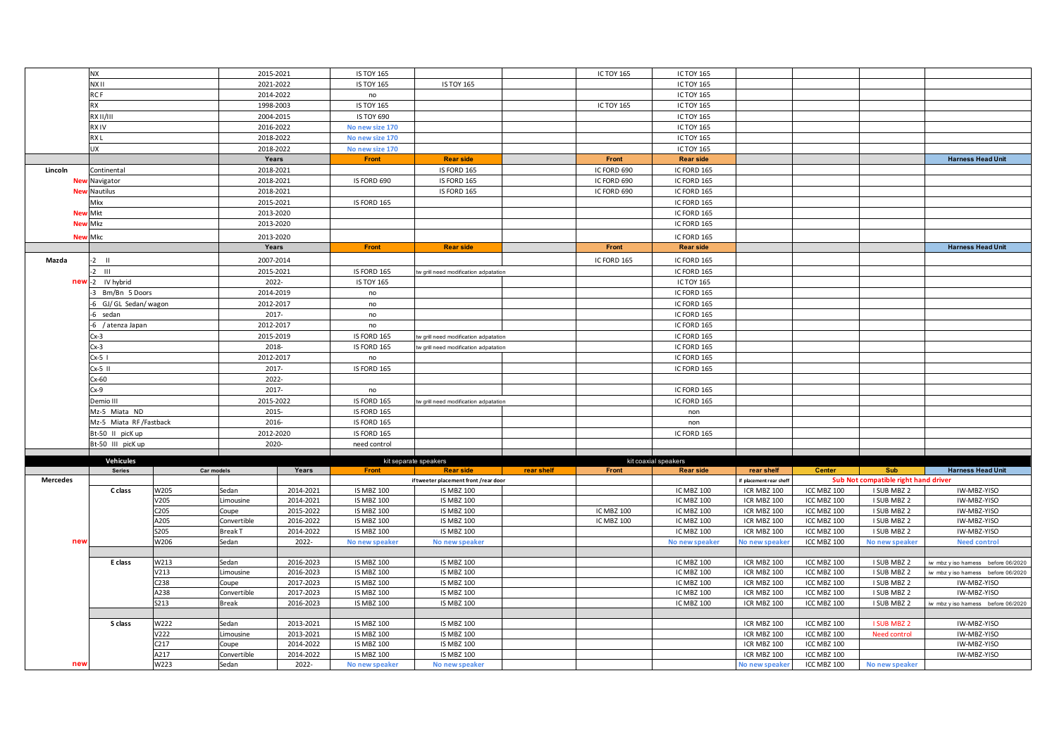| Brand | Series | Car code | Body | Years | Front | Rear side | rear shelf | Front | Rear side | rear shelf | Center | Sub | Harness Head Unit |
|---|---|---|---|---|---|---|---|---|---|---|---|---|---|
| | NX | | | 2015-2021 | IS TOY 165 | | | IC TOY 165 | IC TOY 165 | | | | |
| | NX II | | | 2021-2022 | IS TOY 165 | IS TOY 165 | | | IC TOY 165 | | | | |
| | RC F | | | 2014-2022 | no | | | | IC TOY 165 | | | | |
| | RX | | | 1998-2003 | IS TOY 165 | | | IC TOY 165 | IC TOY 165 | | | | |
| | RX II/III | | | 2004-2015 | IS TOY 690 | | | | IC TOY 165 | | | | |
| | RX IV | | | 2016-2022 | No new size 170 | | | | IC TOY 165 | | | | |
| | RX L | | | 2018-2022 | No new size 170 | | | | IC TOY 165 | | | | |
| | UX | | | 2018-2022 | No new size 170 | | | | IC TOY 165 | | | | |
| | | | | Years | Front | Rear side | | Front | Rear side | | | | Harness Head Unit |
| Lincoln | Continental | | | 2018-2021 | | IS FORD 165 | | IC FORD 690 | IC FORD 165 | | | | |
| New | Navigator | | | 2018-2021 | IS FORD 690 | IS FORD 165 | | IC FORD 690 | IC FORD 165 | | | | |
| New | Nautilus | | | 2018-2021 | | IS FORD 165 | | IC FORD 690 | IC FORD 165 | | | | |
| | Mkx | | | 2015-2021 | IS FORD 165 | | | | IC FORD 165 | | | | |
| New | Mkt | | | 2013-2020 | | | | | IC FORD 165 | | | | |
| New | Mkz | | | 2013-2020 | | | | | IC FORD 165 | | | | |
| New | Mkc | | | 2013-2020 | | | | | IC FORD 165 | | | | |
| | | | | Years | Front | Rear side | | Front | Rear side | | | | Harness Head Unit |
| Mazda | -2 II | | | 2007-2014 | | | | IC FORD 165 | IC FORD 165 | | | | |
| | -2 III | | | 2015-2021 | IS FORD 165 | tw grill need modification adpatation | | | IC FORD 165 | | | | |
| new | -2 IV hybrid | | | 2022- | IS TOY 165 | | | | IC TOY 165 | | | | |
| | -3 Bm/Bn 5 Doors | | | 2014-2019 | no | | | | IC FORD 165 | | | | |
| | -6 GJ/ GL Sedan/ wagon | | | 2012-2017 | no | | | | IC FORD 165 | | | | |
| | -6 sedan | | | 2017- | no | | | | IC FORD 165 | | | | |
| | -6 / atenza Japan | | | 2012-2017 | no | | | | IC FORD 165 | | | | |
| | Cx-3 | | | 2015-2019 | IS FORD 165 | tw grill need modification adpatation | | | IC FORD 165 | | | | |
| | Cx-3 | | | 2018- | IS FORD 165 | tw grill need modification adpatation | | | IC FORD 165 | | | | |
| | Cx-5 I | | | 2012-2017 | no | | | | IC FORD 165 | | | | |
| | Cx-5 II | | | 2017- | IS FORD 165 | | | | IC FORD 165 | | | | |
| | Cx-60 | | | 2022- | | | | | | | | | |
| | Cx-9 | | | 2017- | no | | | | IC FORD 165 | | | | |
| | Demio III | | | 2015-2022 | IS FORD 165 | tw grill need modification adpatation | | | IC FORD 165 | | | | |
| | Mz-5 Miata ND | | | 2015- | IS FORD 165 | | | | non | | | | |
| | Mz-5 Miata RF /Fastback | | | 2016- | IS FORD 165 | | | | non | | | | |
| | Bt-50 II picK up | | | 2012-2020 | IS FORD 165 | | | | IC FORD 165 | | | | |
| | Bt-50 III picK up | | | 2020- | need control | | | | | | | | |
| | | | | | | | | | | | | | |
| | Vehicules | | | | kit separate speakers | | | kit coaxial speakers | | | | | |
| | Series | Car models | | Years | Front | Rear side | rear shelf | Front | Rear side | rear shelf | Center | Sub | Harness Head Unit |
| Mercedes | | | | | | if tweeter placement front /rear door | | | | if placement rear shelf | Sub Not compatible right hand driver | | |
| | C class | W205 | Sedan | 2014-2021 | IS MBZ 100 | IS MBZ 100 | | | IC MBZ 100 | ICR MBZ 100 | ICC MBZ 100 | I SUB MBZ 2 | IW-MBZ-YISO |
| | | V205 | Limousine | 2014-2021 | IS MBZ 100 | IS MBZ 100 | | | IC MBZ 100 | ICR MBZ 100 | ICC MBZ 100 | I SUB MBZ 2 | IW-MBZ-YISO |
| | | C205 | Coupe | 2015-2022 | IS MBZ 100 | IS MBZ 100 | | IC MBZ 100 | IC MBZ 100 | ICR MBZ 100 | ICC MBZ 100 | I SUB MBZ 2 | IW-MBZ-YISO |
| | | A205 | Convertible | 2016-2022 | IS MBZ 100 | IS MBZ 100 | | IC MBZ 100 | IC MBZ 100 | ICR MBZ 100 | ICC MBZ 100 | I SUB MBZ 2 | IW-MBZ-YISO |
| | | S205 | Break T | 2014-2022 | IS MBZ 100 | IS MBZ 100 | | | IC MBZ 100 | ICR MBZ 100 | ICC MBZ 100 | I SUB MBZ 2 | IW-MBZ-YISO |
| new | | W206 | Sedan | 2022- | No new speaker | No new speaker | | | No new speaker | No new speaker | ICC MBZ 100 | No new speaker | Need control |
| | | | | | | | | | | | | | |
| | E class | W213 | Sedan | 2016-2023 | IS MBZ 100 | IS MBZ 100 | | | IC MBZ 100 | ICR MBZ 100 | ICC MBZ 100 | I SUB MBZ 2 | iw mbz y iso harness before 06/2020 |
| | | V213 | Limousine | 2016-2023 | IS MBZ 100 | IS MBZ 100 | | | IC MBZ 100 | ICR MBZ 100 | ICC MBZ 100 | I SUB MBZ 2 | iw mbz y iso harness before 06/2020 |
| | | C238 | Coupe | 2017-2023 | IS MBZ 100 | IS MBZ 100 | | | IC MBZ 100 | ICR MBZ 100 | ICC MBZ 100 | I SUB MBZ 2 | IW-MBZ-YISO |
| | | A238 | Convertible | 2017-2023 | IS MBZ 100 | IS MBZ 100 | | | IC MBZ 100 | ICR MBZ 100 | ICC MBZ 100 | I SUB MBZ 2 | IW-MBZ-YISO |
| | | S213 | Break | 2016-2023 | IS MBZ 100 | IS MBZ 100 | | | IC MBZ 100 | ICR MBZ 100 | ICC MBZ 100 | I SUB MBZ 2 | iw mbz y iso harness before 06/2020 |
| | | | | | | | | | | | | | |
| | S class | W222 | Sedan | 2013-2021 | IS MBZ 100 | IS MBZ 100 | | | | ICR MBZ 100 | ICC MBZ 100 | I SUB MBZ 2 | IW-MBZ-YISO |
| | | V222 | Limousine | 2013-2021 | IS MBZ 100 | IS MBZ 100 | | | | ICR MBZ 100 | ICC MBZ 100 | Need control | IW-MBZ-YISO |
| | | C217 | Coupe | 2014-2022 | IS MBZ 100 | IS MBZ 100 | | | | ICR MBZ 100 | ICC MBZ 100 | | IW-MBZ-YISO |
| | | A217 | Convertible | 2014-2022 | IS MBZ 100 | IS MBZ 100 | | | | ICR MBZ 100 | ICC MBZ 100 | | IW-MBZ-YISO |
| new | | W223 | Sedan | 2022- | No new speaker | No new speaker | | | | No new speaker | ICC MBZ 100 | No new speaker | |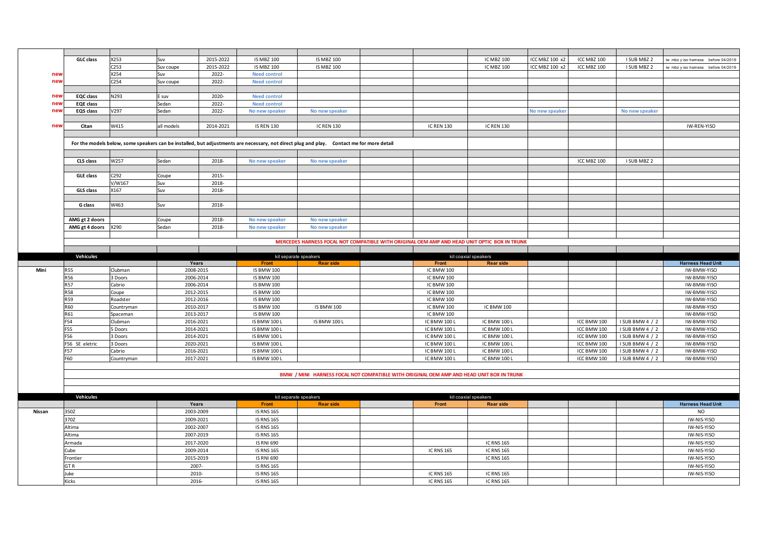|  |  |  |  |  |  |  |  |  |  |  |  |  |  |
|---|---|---|---|---|---|---|---|---|---|---|---|---|---|
|  | **GLC class** | X253 | Suv | 2015-2022 | IS MBZ 100 | IS MBZ 100 |  |  | IC MBZ 100 | ICC MBZ 100 x2 | ICC MBZ 100 | I SUB MBZ 2 | iw mbz y iso harness before 04/2019 |
|  |  | C253 | Suv coupe | 2015-2022 | IS MBZ 100 | IS MBZ 100 |  |  | IC MBZ 100 | ICC MBZ 100 x2 | ICC MBZ 100 | I SUB MBZ 2 | iw mbz y iso harness before 04/2019 |
| new |  | X254 | Suv | 2022- | Need control |  |  |  |  |  |  |  |  |
| new |  | C254 | Suv coupe | 2022- | Need control |  |  |  |  |  |  |  |  |
| new | **EQC class** | N293 | E suv | 2020- | Need control |  |  |  |  |  |  |  |  |
| new | **EQE class** |  | Sedan | 2022- | Need control |  |  |  |  |  |  |  |  |
| new | **EQS class** | V297 | Sedan | 2022- | No new speaker | No new speaker |  |  |  | No new speaker |  | No new speaker |  |
| new | **Citan** | W415 | all models | 2014-2021 | IS REN 130 | IC REN 130 |  | IC REN 130 | IC REN 130 |  |  |  | IW-REN-YISO |

**For the models below, some speakers can be installed, but adjustments are necessary, not direct plug and play. Contact me for more detail**

|  |  |  |  |  |  |  |  |  |  |  |  |  |
|---|---|---|---|---|---|---|---|---|---|---|---|---|
| **CLS class** | W257 | Sedan | 2018- | No new speaker | No new speaker |  |  |  |  | ICC MBZ 100 | I SUB MBZ 2 |  |
| **GLE class** | C292 | Coupe | 2015- |  |  |  |  |  |  |  |  |  |
|  | V/W167 | Suv | 2018- |  |  |  |  |  |  |  |  |  |
| **GLS class** | X167 | Suv | 2018- |  |  |  |  |  |  |  |  |  |
| **G class** | W463 | Suv | 2018- |  |  |  |  |  |  |  |  |  |
| **AMG gt 2 doors** |  | Coupe | 2018- | No new speaker | No new speaker |  |  |  |  |  |  |  |
| **AMG gt 4 doors** | X290 | Sedan | 2018- | No new speaker | No new speaker |  |  |  |  |  |  |  |

**MERCEDES HARNESS FOCAL NOT COMPATIBLE WITH ORIGINAL OEM AMP AND HEAD UNIT OPTIC BOX IN TRUNK**

|  | Vehicules |  | Years | kit separate speakers |  |  | kit coaxial speakers |  |  |  |  | Harness Head Unit |
|---|---|---|---|---|---|---|---|---|---|---|---|---|
|  |  |  |  | Front | Rear side |  | Front | Rear side |  |  |  |  |
| **Mini** | R55 | Clubman | 2008-2015 | IS BMW 100 |  |  | IC BMW 100 |  |  |  |  | IW-BMW-YISO |
|  | R56 | 3 Doors | 2006-2014 | IS BMW 100 |  |  | IC BMW 100 |  |  |  |  | IW-BMW-YISO |
|  | R57 | Cabrio | 2006-2014 | IS BMW 100 |  |  | IC BMW 100 |  |  |  |  | IW-BMW-YISO |
|  | R58 | Coupe | 2012-2015 | IS BMW 100 |  |  | IC BMW 100 |  |  |  |  | IW-BMW-YISO |
|  | R59 | Roadster | 2012-2016 | IS BMW 100 |  |  | IC BMW 100 |  |  |  |  | IW-BMW-YISO |
|  | R60 | Countryman | 2010-2017 | IS BMW 100 | IS BMW 100 |  | IC BMW 100 | IC BMW 100 |  |  |  | IW-BMW-YISO |
|  | R61 | Spaceman | 2013-2017 | IS BMW 100 |  |  | IC BMW 100 |  |  |  |  | IW-BMW-YISO |
|  | F54 | Clubman | 2016-2021 | IS BMW 100 L | IS BMW 100 L |  | IC BMW 100 L | IC BMW 100 L |  | ICC BMW 100 | I SUB BMW 4 / 2 | IW-BMW-YISO |
|  | F55 | 5 Doors | 2014-2021 | IS BMW 100 L |  |  | IC BMW 100 L | IC BMW 100 L |  | ICC BMW 100 | I SUB BMW 4 / 2 | IW-BMW-YISO |
|  | F56 | 3 Doors | 2014-2021 | IS BMW 100 L |  |  | IC BMW 100 L | IC BMW 100 L |  | ICC BMW 100 | I SUB BMW 4 / 2 | IW-BMW-YISO |
|  | F56 SE eletric | 3 Doors | 2020-2021 | IS BMW 100 L |  |  | IC BMW 100 L | IC BMW 100 L |  | ICC BMW 100 | I SUB BMW 4 / 2 | IW-BMW-YISO |
|  | F57 | Cabrio | 2016-2021 | IS BMW 100 L |  |  | IC BMW 100 L | IC BMW 100 L |  | ICC BMW 100 | I SUB BMW 4 / 2 | IW-BMW-YISO |
|  | F60 | Countryman | 2017-2021 | IS BMW 100 L |  |  | IC BMW 100 L | IC BMW 100 L |  | ICC BMW 100 | I SUB BMW 4 / 2 | IW-BMW-YISO |

**BMW / MINI HARNESS FOCAL NOT COMPATIBLE WITH ORIGINAL OEM AMP AND HEAD UNIT BOX IN TRUNK**

|  | Vehicules | Years | kit separate speakers |  |  | kit coaxial speakers |  |  |  |  | Harness Head Unit |
|---|---|---|---|---|---|---|---|---|---|---|---|
|  |  |  | Front | Rear side |  | Front | Rear side |  |  |  |  |
| **Nissan** | 350Z | 2003-2009 | IS RNS 165 |  |  |  |  |  |  |  | NO |
|  | 370Z | 2009-2021 | IS RNS 165 |  |  |  |  |  |  |  | IW-NIS-YISO |
|  | Altima | 2002-2007 | IS RNS 165 |  |  |  |  |  |  |  | IW-NIS-YISO |
|  | Altima | 2007-2019 | IS RNS 165 |  |  |  |  |  |  |  | IW-NIS-YISO |
|  | Armada | 2017-2020 | IS RNI 690 |  |  |  | IC RNS 165 |  |  |  | IW-NIS-YISO |
|  | Cube | 2009-2014 | IS RNS 165 |  |  | IC RNS 165 | IC RNS 165 |  |  |  | IW-NIS-YISO |
|  | Frontier | 2015-2019 | IS RNI 690 |  |  |  | IC RNS 165 |  |  |  | IW-NIS-YISO |
|  | GT R | 2007- | IS RNS 165 |  |  |  |  |  |  |  | IW-NIS-YISO |
|  | Juke | 2010- | IS RNS 165 |  |  | IC RNS 165 | IC RNS 165 |  |  |  | IW-NIS-YISO |
|  | Kicks | 2016- | IS RNS 165 |  |  | IC RNS 165 | IC RNS 165 |  |  |  |  |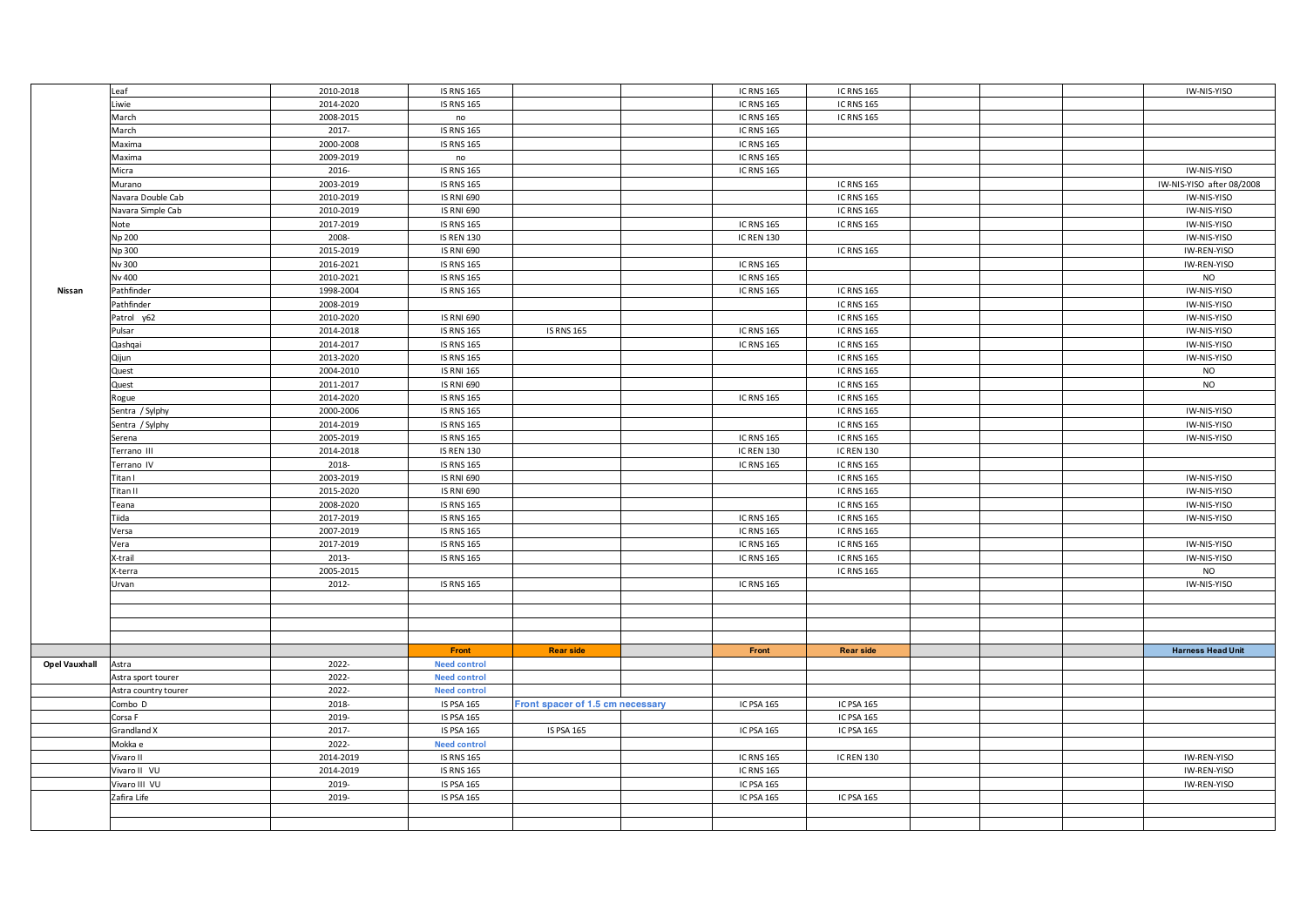| | | | | | | | | | | | |
|---|---|---|---|---|---|---|---|---|---|---|---|
| | Leaf | 2010-2018 | IS RNS 165 | | | IC RNS 165 | IC RNS 165 | | | | IW-NIS-YISO |
| | Liwie | 2014-2020 | IS RNS 165 | | | IC RNS 165 | IC RNS 165 | | | | |
| | March | 2008-2015 | no | | | IC RNS 165 | IC RNS 165 | | | | |
| | March | 2017- | IS RNS 165 | | | IC RNS 165 | | | | | |
| | Maxima | 2000-2008 | IS RNS 165 | | | IC RNS 165 | | | | | |
| | Maxima | 2009-2019 | no | | | IC RNS 165 | | | | | |
| | Micra | 2016- | IS RNS 165 | | | IC RNS 165 | | | | | IW-NIS-YISO |
| | Murano | 2003-2019 | IS RNS 165 | | | | IC RNS 165 | | | | IW-NIS-YISO after 08/2008 |
| | Navara Double Cab | 2010-2019 | IS RNI 690 | | | | IC RNS 165 | | | | IW-NIS-YISO |
| | Navara Simple Cab | 2010-2019 | IS RNI 690 | | | | IC RNS 165 | | | | IW-NIS-YISO |
| | Note | 2017-2019 | IS RNS 165 | | | IC RNS 165 | IC RNS 165 | | | | IW-NIS-YISO |
| | Np 200 | 2008- | IS REN 130 | | | IC REN 130 | | | | | IW-NIS-YISO |
| | Np 300 | 2015-2019 | IS RNI 690 | | | | IC RNS 165 | | | | IW-REN-YISO |
| | Nv 300 | 2016-2021 | IS RNS 165 | | | IC RNS 165 | | | | | IW-REN-YISO |
| | Nv 400 | 2010-2021 | IS RNS 165 | | | IC RNS 165 | | | | | NO |
| **Nissan** | Pathfinder | 1998-2004 | IS RNS 165 | | | IC RNS 165 | IC RNS 165 | | | | IW-NIS-YISO |
| | Pathfinder | 2008-2019 | | | | | IC RNS 165 | | | | IW-NIS-YISO |
| | Patrol y62 | 2010-2020 | IS RNI 690 | | | | IC RNS 165 | | | | IW-NIS-YISO |
| | Pulsar | 2014-2018 | IS RNS 165 | IS RNS 165 | | IC RNS 165 | IC RNS 165 | | | | IW-NIS-YISO |
| | Qashqai | 2014-2017 | IS RNS 165 | | | IC RNS 165 | IC RNS 165 | | | | IW-NIS-YISO |
| | Qijun | 2013-2020 | IS RNS 165 | | | | IC RNS 165 | | | | IW-NIS-YISO |
| | Quest | 2004-2010 | IS RNI 165 | | | | IC RNS 165 | | | | NO |
| | Quest | 2011-2017 | IS RNI 690 | | | | IC RNS 165 | | | | NO |
| | Rogue | 2014-2020 | IS RNS 165 | | | IC RNS 165 | IC RNS 165 | | | | |
| | Sentra / Sylphy | 2000-2006 | IS RNS 165 | | | | IC RNS 165 | | | | IW-NIS-YISO |
| | Sentra / Sylphy | 2014-2019 | IS RNS 165 | | | | IC RNS 165 | | | | IW-NIS-YISO |
| | Serena | 2005-2019 | IS RNS 165 | | | IC RNS 165 | IC RNS 165 | | | | IW-NIS-YISO |
| | Terrano III | 2014-2018 | IS REN 130 | | | IC REN 130 | IC REN 130 | | | | |
| | Terrano IV | 2018- | IS RNS 165 | | | IC RNS 165 | IC RNS 165 | | | | |
| | Titan I | 2003-2019 | IS RNI 690 | | | | IC RNS 165 | | | | IW-NIS-YISO |
| | Titan II | 2015-2020 | IS RNI 690 | | | | IC RNS 165 | | | | IW-NIS-YISO |
| | Teana | 2008-2020 | IS RNS 165 | | | | IC RNS 165 | | | | IW-NIS-YISO |
| | Tiida | 2017-2019 | IS RNS 165 | | | IC RNS 165 | IC RNS 165 | | | | IW-NIS-YISO |
| | Versa | 2007-2019 | IS RNS 165 | | | IC RNS 165 | IC RNS 165 | | | | |
| | Vera | 2017-2019 | IS RNS 165 | | | IC RNS 165 | IC RNS 165 | | | | IW-NIS-YISO |
| | X-trail | 2013- | IS RNS 165 | | | IC RNS 165 | IC RNS 165 | | | | IW-NIS-YISO |
| | X-terra | 2005-2015 | | | | | IC RNS 165 | | | | NO |
| | Urvan | 2012- | IS RNS 165 | | | IC RNS 165 | | | | | IW-NIS-YISO |
| | | | **Front** | **Rear side** | | **Front** | **Rear side** | | | | **Harness Head Unit** |
| **Opel Vauxhall** | Astra | 2022- | **Need control** | | | | | | | | |
| | Astra sport tourer | 2022- | **Need control** | | | | | | | | |
| | Astra country tourer | 2022- | **Need control** | | | | | | | | |
| | Combo D | 2018- | IS PSA 165 | **Front spacer of 1.5 cm necessary** | | IC PSA 165 | IC PSA 165 | | | | |
| | Corsa F | 2019- | IS PSA 165 | | | | IC PSA 165 | | | | |
| | Grandland X | 2017- | IS PSA 165 | IS PSA 165 | | IC PSA 165 | IC PSA 165 | | | | |
| | Mokka e | 2022- | **Need control** | | | | | | | | |
| | Vivaro II | 2014-2019 | IS RNS 165 | | | IC RNS 165 | IC REN 130 | | | | IW-REN-YISO |
| | Vivaro II VU | 2014-2019 | IS RNS 165 | | | IC RNS 165 | | | | | IW-REN-YISO |
| | Vivaro III VU | 2019- | IS PSA 165 | | | IC PSA 165 | | | | | IW-REN-YISO |
| | Zafira Life | 2019- | IS PSA 165 | | | IC PSA 165 | IC PSA 165 | | | | |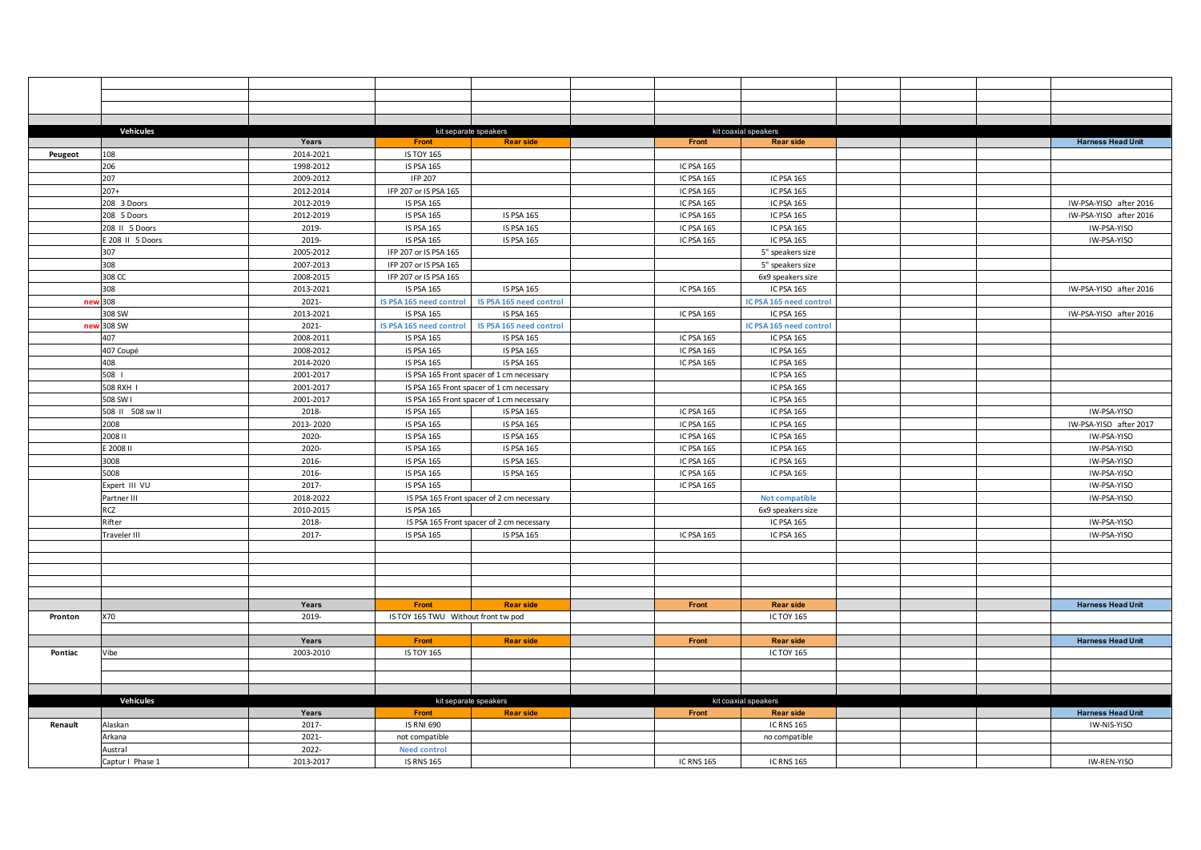| | Vehicules | | kit separate speakers | | | kit coaxial speakers | | | | | |
|---|---|---|---|---|---|---|---|---|---|---|---|
| | | Years | Front | Rear side | | Front | Rear side | | | | Harness Head Unit |
| Peugeot | 108 | 2014-2021 | IS TOY 165 | | | | | | | | |
| | 206 | 1998-2012 | IS PSA 165 | | | IC PSA 165 | | | | | |
| | 207 | 2009-2012 | IFP 207 | | | IC PSA 165 | IC PSA 165 | | | | |
| | 207+ | 2012-2014 | IFP 207 or IS PSA 165 | | | IC PSA 165 | IC PSA 165 | | | | |
| | 208 3 Doors | 2012-2019 | IS PSA 165 | | | IC PSA 165 | IC PSA 165 | | | | IW-PSA-YISO after 2016 |
| | 208 5 Doors | 2012-2019 | IS PSA 165 | IS PSA 165 | | IC PSA 165 | IC PSA 165 | | | | IW-PSA-YISO after 2016 |
| | 208 II 5 Doors | 2019- | IS PSA 165 | IS PSA 165 | | IC PSA 165 | IC PSA 165 | | | | IW-PSA-YISO |
| | E 208 II 5 Doors | 2019- | IS PSA 165 | IS PSA 165 | | IC PSA 165 | IC PSA 165 | | | | IW-PSA-YISO |
| | 307 | 2005-2012 | IFP 207 or IS PSA 165 | | | | 5" speakers size | | | | |
| | 308 | 2007-2013 | IFP 207 or IS PSA 165 | | | | 5" speakers size | | | | |
| | 308 CC | 2008-2015 | IFP 207 or IS PSA 165 | | | | 6x9 speakers size | | | | |
| | 308 | 2013-2021 | IS PSA 165 | IS PSA 165 | | IC PSA 165 | IC PSA 165 | | | | IW-PSA-YISO after 2016 |
| new | 308 | 2021- | IS PSA 165 need control | IS PSA 165 need control | | | IC PSA 165 need control | | | | |
| | 308 SW | 2013-2021 | IS PSA 165 | IS PSA 165 | | IC PSA 165 | IC PSA 165 | | | | IW-PSA-YISO after 2016 |
| new | 308 SW | 2021- | IS PSA 165 need control | IS PSA 165 need control | | | IC PSA 165 need control | | | | |
| | 407 | 2008-2011 | IS PSA 165 | IS PSA 165 | | IC PSA 165 | IC PSA 165 | | | | |
| | 407 Coupé | 2008-2012 | IS PSA 165 | IS PSA 165 | | IC PSA 165 | IC PSA 165 | | | | |
| | 408 | 2014-2020 | IS PSA 165 | IS PSA 165 | | IC PSA 165 | IC PSA 165 | | | | |
| | 508 I | 2001-2017 | IS PSA 165 Front spacer of 1 cm necessary | | | | IC PSA 165 | | | | |
| | 508 RXH I | 2001-2017 | IS PSA 165 Front spacer of 1 cm necessary | | | | IC PSA 165 | | | | |
| | 508 SW I | 2001-2017 | IS PSA 165 Front spacer of 1 cm necessary | | | | IC PSA 165 | | | | |
| | 508 II 508 sw II | 2018- | IS PSA 165 | IS PSA 165 | | IC PSA 165 | IC PSA 165 | | | | IW-PSA-YISO |
| | 2008 | 2013- 2020 | IS PSA 165 | IS PSA 165 | | IC PSA 165 | IC PSA 165 | | | | IW-PSA-YISO after 2017 |
| | 2008 II | 2020- | IS PSA 165 | IS PSA 165 | | IC PSA 165 | IC PSA 165 | | | | IW-PSA-YISO |
| | E 2008 II | 2020- | IS PSA 165 | IS PSA 165 | | IC PSA 165 | IC PSA 165 | | | | IW-PSA-YISO |
| | 3008 | 2016- | IS PSA 165 | IS PSA 165 | | IC PSA 165 | IC PSA 165 | | | | IW-PSA-YISO |
| | 5008 | 2016- | IS PSA 165 | IS PSA 165 | | IC PSA 165 | IC PSA 165 | | | | IW-PSA-YISO |
| | Expert III VU | 2017- | IS PSA 165 | | | IC PSA 165 | | | | | IW-PSA-YISO |
| | Partner III | 2018-2022 | IS PSA 165 Front spacer of 2 cm necessary | | | | Not compatible | | | | IW-PSA-YISO |
| | RCZ | 2010-2015 | IS PSA 165 | | | | 6x9 speakers size | | | | |
| | Rifter | 2018- | IS PSA 165 Front spacer of 2 cm necessary | | | | IC PSA 165 | | | | IW-PSA-YISO |
| | Traveler III | 2017- | IS PSA 165 | IS PSA 165 | | IC PSA 165 | IC PSA 165 | | | | IW-PSA-YISO |
| | | Years | Front | Rear side | | Front | Rear side | | | | Harness Head Unit |
| Pronton | X70 | 2019- | IS TOY 165 TWU Without front tw pod | | | | IC TOY 165 | | | | |
| | | Years | Front | Rear side | | Front | Rear side | | | | Harness Head Unit |
| Pontiac | Vibe | 2003-2010 | IS TOY 165 | | | | IC TOY 165 | | | | |
| | Vehicules | | kit separate speakers | | | kit coaxial speakers | | | | | |
| | | Years | Front | Rear side | | Front | Rear side | | | | Harness Head Unit |
| Renault | Alaskan | 2017- | IS RNI 690 | | | | IC RNS 165 | | | | IW-NIS-YISO |
| | Arkana | 2021- | not compatible | | | | no compatible | | | | |
| | Austral | 2022- | Need control | | | | | | | | |
| | Captur I Phase 1 | 2013-2017 | IS RNS 165 | | | IC RNS 165 | IC RNS 165 | | | | IW-REN-YISO |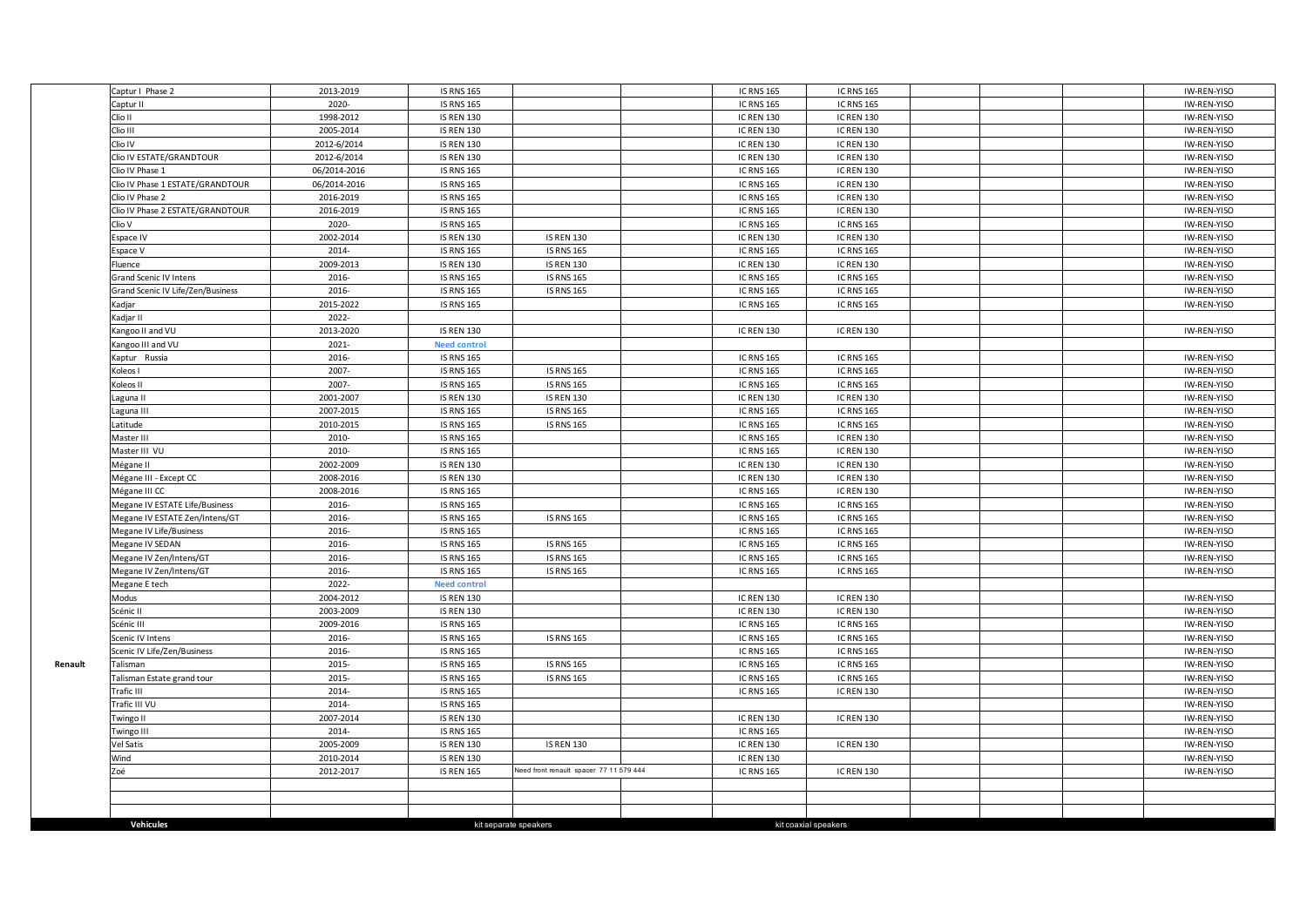| | | | | | | | | | | | | |
|---|---|---|---|---|---|---|---|---|---|---|---|---|
| | Captur I Phase 2 | 2013-2019 | IS RNS 165 | | | IC RNS 165 | IC RNS 165 | | | | | IW-REN-YISO |
| | Captur II | 2020- | IS RNS 165 | | | IC RNS 165 | IC RNS 165 | | | | | IW-REN-YISO |
| | Clio II | 1998-2012 | IS REN 130 | | | IC REN 130 | IC REN 130 | | | | | IW-REN-YISO |
| | Clio III | 2005-2014 | IS REN 130 | | | IC REN 130 | IC REN 130 | | | | | IW-REN-YISO |
| | Clio IV | 2012-6/2014 | IS REN 130 | | | IC REN 130 | IC REN 130 | | | | | IW-REN-YISO |
| | Clio IV ESTATE/GRANDTOUR | 2012-6/2014 | IS REN 130 | | | IC REN 130 | IC REN 130 | | | | | IW-REN-YISO |
| | Clio IV Phase 1 | 06/2014-2016 | IS RNS 165 | | | IC RNS 165 | IC REN 130 | | | | | IW-REN-YISO |
| | Clio IV Phase 1 ESTATE/GRANDTOUR | 06/2014-2016 | IS RNS 165 | | | IC RNS 165 | IC REN 130 | | | | | IW-REN-YISO |
| | Clio IV Phase 2 | 2016-2019 | IS RNS 165 | | | IC RNS 165 | IC REN 130 | | | | | IW-REN-YISO |
| | Clio IV Phase 2 ESTATE/GRANDTOUR | 2016-2019 | IS RNS 165 | | | IC RNS 165 | IC REN 130 | | | | | IW-REN-YISO |
| | Clio V | 2020- | IS RNS 165 | | | IC RNS 165 | IC RNS 165 | | | | | IW-REN-YISO |
| | Espace IV | 2002-2014 | IS REN 130 | IS REN 130 | | IC REN 130 | IC REN 130 | | | | | IW-REN-YISO |
| | Espace V | 2014- | IS RNS 165 | IS RNS 165 | | IC RNS 165 | IC RNS 165 | | | | | IW-REN-YISO |
| | Fluence | 2009-2013 | IS REN 130 | IS REN 130 | | IC REN 130 | IC REN 130 | | | | | IW-REN-YISO |
| | Grand Scenic IV Intens | 2016- | IS RNS 165 | IS RNS 165 | | IC RNS 165 | IC RNS 165 | | | | | IW-REN-YISO |
| | Grand Scenic IV Life/Zen/Business | 2016- | IS RNS 165 | IS RNS 165 | | IC RNS 165 | IC RNS 165 | | | | | IW-REN-YISO |
| | Kadjar | 2015-2022 | IS RNS 165 | | | IC RNS 165 | IC RNS 165 | | | | | IW-REN-YISO |
| | Kadjar II | 2022- | | | | | | | | | | |
| | Kangoo II and VU | 2013-2020 | IS REN 130 | | | IC REN 130 | IC REN 130 | | | | | IW-REN-YISO |
| | Kangoo III and VU | 2021- | Need control | | | | | | | | | |
| | Kaptur Russia | 2016- | IS RNS 165 | | | IC RNS 165 | IC RNS 165 | | | | | IW-REN-YISO |
| | Koleos I | 2007- | IS RNS 165 | IS RNS 165 | | IC RNS 165 | IC RNS 165 | | | | | IW-REN-YISO |
| | Koleos II | 2007- | IS RNS 165 | IS RNS 165 | | IC RNS 165 | IC RNS 165 | | | | | IW-REN-YISO |
| | Laguna II | 2001-2007 | IS REN 130 | IS REN 130 | | IC REN 130 | IC REN 130 | | | | | IW-REN-YISO |
| | Laguna III | 2007-2015 | IS RNS 165 | IS RNS 165 | | IC RNS 165 | IC RNS 165 | | | | | IW-REN-YISO |
| | Latitude | 2010-2015 | IS RNS 165 | IS RNS 165 | | IC RNS 165 | IC RNS 165 | | | | | IW-REN-YISO |
| | Master III | 2010- | IS RNS 165 | | | IC RNS 165 | IC REN 130 | | | | | IW-REN-YISO |
| | Master III VU | 2010- | IS RNS 165 | | | IC RNS 165 | IC REN 130 | | | | | IW-REN-YISO |
| | Mégane II | 2002-2009 | IS REN 130 | | | IC REN 130 | IC REN 130 | | | | | IW-REN-YISO |
| | Mégane III - Except CC | 2008-2016 | IS REN 130 | | | IC REN 130 | IC REN 130 | | | | | IW-REN-YISO |
| | Mégane III CC | 2008-2016 | IS RNS 165 | | | IC RNS 165 | IC REN 130 | | | | | IW-REN-YISO |
| | Megane IV ESTATE Life/Business | 2016- | IS RNS 165 | | | IC RNS 165 | IC RNS 165 | | | | | IW-REN-YISO |
| | Megane IV ESTATE Zen/Intens/GT | 2016- | IS RNS 165 | IS RNS 165 | | IC RNS 165 | IC RNS 165 | | | | | IW-REN-YISO |
| | Megane IV Life/Business | 2016- | IS RNS 165 | | | IC RNS 165 | IC RNS 165 | | | | | IW-REN-YISO |
| | Megane IV SEDAN | 2016- | IS RNS 165 | IS RNS 165 | | IC RNS 165 | IC RNS 165 | | | | | IW-REN-YISO |
| | Megane IV Zen/Intens/GT | 2016- | IS RNS 165 | IS RNS 165 | | IC RNS 165 | IC RNS 165 | | | | | IW-REN-YISO |
| | Megane IV Zen/Intens/GT | 2016- | IS RNS 165 | IS RNS 165 | | IC RNS 165 | IC RNS 165 | | | | | IW-REN-YISO |
| | Megane E tech | 2022- | Need control | | | | | | | | | |
| | Modus | 2004-2012 | IS REN 130 | | | IC REN 130 | IC REN 130 | | | | | IW-REN-YISO |
| | Scénic II | 2003-2009 | IS REN 130 | | | IC REN 130 | IC REN 130 | | | | | IW-REN-YISO |
| | Scénic III | 2009-2016 | IS RNS 165 | | | IC RNS 165 | IC RNS 165 | | | | | IW-REN-YISO |
| | Scenic IV Intens | 2016- | IS RNS 165 | IS RNS 165 | | IC RNS 165 | IC RNS 165 | | | | | IW-REN-YISO |
| | Scenic IV Life/Zen/Business | 2016- | IS RNS 165 | | | IC RNS 165 | IC RNS 165 | | | | | IW-REN-YISO |
| **Renault** | Talisman | 2015- | IS RNS 165 | IS RNS 165 | | IC RNS 165 | IC RNS 165 | | | | | IW-REN-YISO |
| | Talisman Estate grand tour | 2015- | IS RNS 165 | IS RNS 165 | | IC RNS 165 | IC RNS 165 | | | | | IW-REN-YISO |
| | Trafic III | 2014- | IS RNS 165 | | | IC RNS 165 | IC REN 130 | | | | | IW-REN-YISO |
| | Trafic III VU | 2014- | IS RNS 165 | | | | | | | | | IW-REN-YISO |
| | Twingo II | 2007-2014 | IS REN 130 | | | IC REN 130 | IC REN 130 | | | | | IW-REN-YISO |
| | Twingo III | 2014- | IS RNS 165 | | | IC RNS 165 | | | | | | IW-REN-YISO |
| | Vel Satis | 2005-2009 | IS REN 130 | IS REN 130 | | IC REN 130 | IC REN 130 | | | | | IW-REN-YISO |
| | Wind | 2010-2014 | IS REN 130 | | | IC REN 130 | | | | | | IW-REN-YISO |
| | Zoé | 2012-2017 | IS RNS 165 | Need front renault spacer 77 11 579 444 | | IC RNS 165 | IC REN 130 | | | | | IW-REN-YISO |
| | | | | | | | | | | | | |
| | | | | | | | | | | | | |
| | | | | | | | | | | | | |
| | **Vehicules** | | kit separate speakers | | | kit coaxial speakers | | | | | | |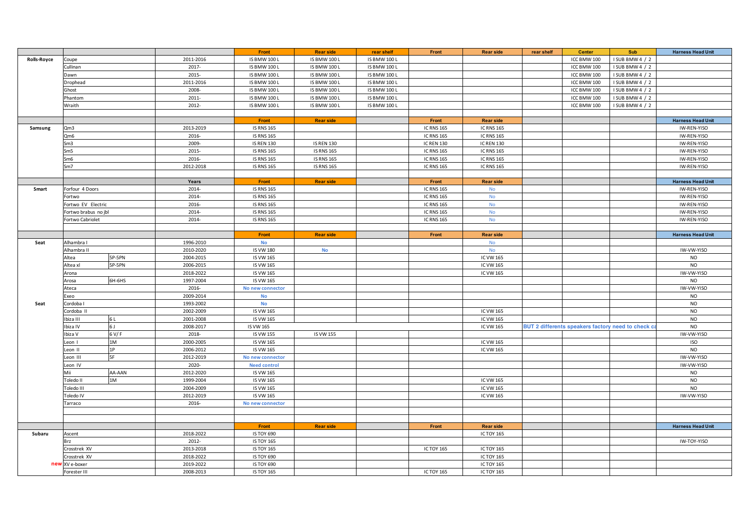| | | | | Front | Rear side | rear shelf | Front | Rear side | rear shelf | Center | Sub | Harness Head Unit |
|---|---|---|---|---|---|---|---|---|---|---|---|---|
| **Rolls-Royce** | Coupe | | 2011-2016 | IS BMW 100 L | IS BMW 100 L | IS BMW 100 L | | | | ICC BMW 100 | I SUB BMW 4 / 2 | |
| | Cullinan | | 2017- | IS BMW 100 L | IS BMW 100 L | IS BMW 100 L | | | | ICC BMW 100 | I SUB BMW 4 / 2 | |
| | Dawn | | 2015- | IS BMW 100 L | IS BMW 100 L | IS BMW 100 L | | | | ICC BMW 100 | I SUB BMW 4 / 2 | |
| | Drophead | | 2011-2016 | IS BMW 100 L | IS BMW 100 L | IS BMW 100 L | | | | ICC BMW 100 | I SUB BMW 4 / 2 | |
| | Ghost | | 2008- | IS BMW 100 L | IS BMW 100 L | IS BMW 100 L | | | | ICC BMW 100 | I SUB BMW 4 / 2 | |
| | Phantom | | 2011- | IS BMW 100 L | IS BMW 100 L | IS BMW 100 L | | | | ICC BMW 100 | I SUB BMW 4 / 2 | |
| | Wraith | | 2012- | IS BMW 100 L | IS BMW 100 L | IS BMW 100 L | | | | ICC BMW 100 | I SUB BMW 4 / 2 | |
| | | | | | | | | | | | | |
| | | | | **Front** | **Rear side** | | **Front** | **Rear side** | | | | **Harness Head Unit** |
| **Samsung** | Qm3 | | 2013-2019 | IS RNS 165 | | | IC RNS 165 | IC RNS 165 | | | | IW-REN-YISO |
| | Qm6 | | 2016- | IS RNS 165 | | | IC RNS 165 | IC RNS 165 | | | | IW-REN-YISO |
| | Sm3 | | 2009- | IS REN 130 | IS REN 130 | | IC REN 130 | IC REN 130 | | | | IW-REN-YISO |
| | Sm5 | | 2015- | IS RNS 165 | IS RNS 165 | | IC RNS 165 | IC RNS 165 | | | | IW-REN-YISO |
| | Sm6 | | 2016- | IS RNS 165 | IS RNS 165 | | IC RNS 165 | IC RNS 165 | | | | IW-REN-YISO |
| | Sm7 | | 2012-2018 | IS RNS 165 | IS RNS 165 | | IC RNS 165 | IC RNS 165 | | | | IW-REN-YISO |
| | | | | | | | | | | | | |
| | | | **Years** | **Front** | **Rear side** | | **Front** | **Rear side** | | | | **Harness Head Unit** |
| **Smart** | Forfour 4 Doors | | 2014- | IS RNS 165 | | | IC RNS 165 | No | | | | IW-REN-YISO |
| | Fortwo | | 2014- | IS RNS 165 | | | IC RNS 165 | No | | | | IW-REN-YISO |
| | Fortwo EV Electric | | 2016- | IS RNS 165 | | | IC RNS 165 | No | | | | IW-REN-YISO |
| | Fortwo brabus no jbl | | 2014- | IS RNS 165 | | | IC RNS 165 | No | | | | IW-REN-YISO |
| | Fortwo Cabriolet | | 2014- | IS RNS 165 | | | IC RNS 165 | No | | | | IW-REN-YISO |
| | | | | | | | | | | | | |
| | | | | **Front** | **Rear side** | | **Front** | **Rear side** | | | | **Harness Head Unit** |
| **Seat** | Alhambra I | | 1996-2010 | No | | | | No | | | | |
| | Alhambra II | | 2010-2020 | IS VW 180 | No | | | No | | | | IW-VW-YISO |
| | Altea | 5P-5PN | 2004-2015 | IS VW 165 | | | | IC VW 165 | | | | NO |
| | Altea xl | 5P-5PN | 2006-2015 | IS VW 165 | | | | IC VW 165 | | | | NO |
| | Arona | | 2018-2022 | IS VW 165 | | | | IC VW 165 | | | | IW-VW-YISO |
| | Arosa | 6H-6HS | 1997-2004 | IS VW 165 | | | | | | | | NO |
| | Ateca | | 2016- | No new connector | | | | | | | | IW-VW-YISO |
| | Exeo | | 2009-2014 | No | | | | | | | | NO |
| **Seat** | Cordoba I | | 1993-2002 | No | | | | | | | | NO |
| | Cordoba II | | 2002-2009 | IS VW 165 | | | | IC VW 165 | | | | NO |
| | Ibiza III | 6 L | 2001-2008 | IS VW 165 | | | | IC VW 165 | | | | NO |
| | Ibiza IV | 6 J | 2008-2017 | IS VW 165 | | | | IC VW 165 | BUT 2 differents speakers factory need to check ca | | | NO |
| | Ibiza V | 6 V/ F | 2018- | IS VW 155 | IS VW 155 | | | | | | | IW-VW-YISO |
| | Leon I | 1M | 2000-2005 | IS VW 165 | | | | IC VW 165 | | | | ISO |
| | Leon II | 1P | 2006-2012 | IS VW 165 | | | | IC VW 165 | | | | NO |
| | Leon III | 5F | 2012-2019 | No new connector | | | | | | | | IW-VW-YISO |
| | Leon IV | | 2020- | Need control | | | | | | | | IW-VW-YISO |
| | Mii | AA-AAN | 2012-2020 | IS VW 165 | | | | | | | | NO |
| | Toledo II | 1M | 1999-2004 | IS VW 165 | | | | IC VW 165 | | | | NO |
| | Toledo III | | 2004-2009 | IS VW 165 | | | | IC VW 165 | | | | NO |
| | Toledo IV | | 2012-2019 | IS VW 165 | | | | IC VW 165 | | | | IW-VW-YISO |
| | Tarraco | | 2016- | No new connector | | | | | | | | |
| | | | | | | | | | | | | |
| | | | | | | | | | | | | |
| | | | | **Front** | **Rear side** | | **Front** | **Rear side** | | | | **Harness Head Unit** |
| **Subaru** | Ascent | | 2018-2022 | IS TOY 690 | | | | IC TOY 165 | | | | |
| | Brz | | 2012- | IS TOY 165 | | | | | | | | IW-TOY-YISO |
| | Crosstrek XV | | 2013-2018 | IS TOY 165 | | | IC TOY 165 | IC TOY 165 | | | | |
| | Crosstrek XV | | 2018-2022 | IS TOY 690 | | | | IC TOY 165 | | | | |
| new | XV e-boxer | | 2019-2022 | IS TOY 690 | | | | IC TOY 165 | | | | |
| | Forester III | | 2008-2013 | IS TOY 165 | | | IC TOY 165 | IC TOY 165 | | | | |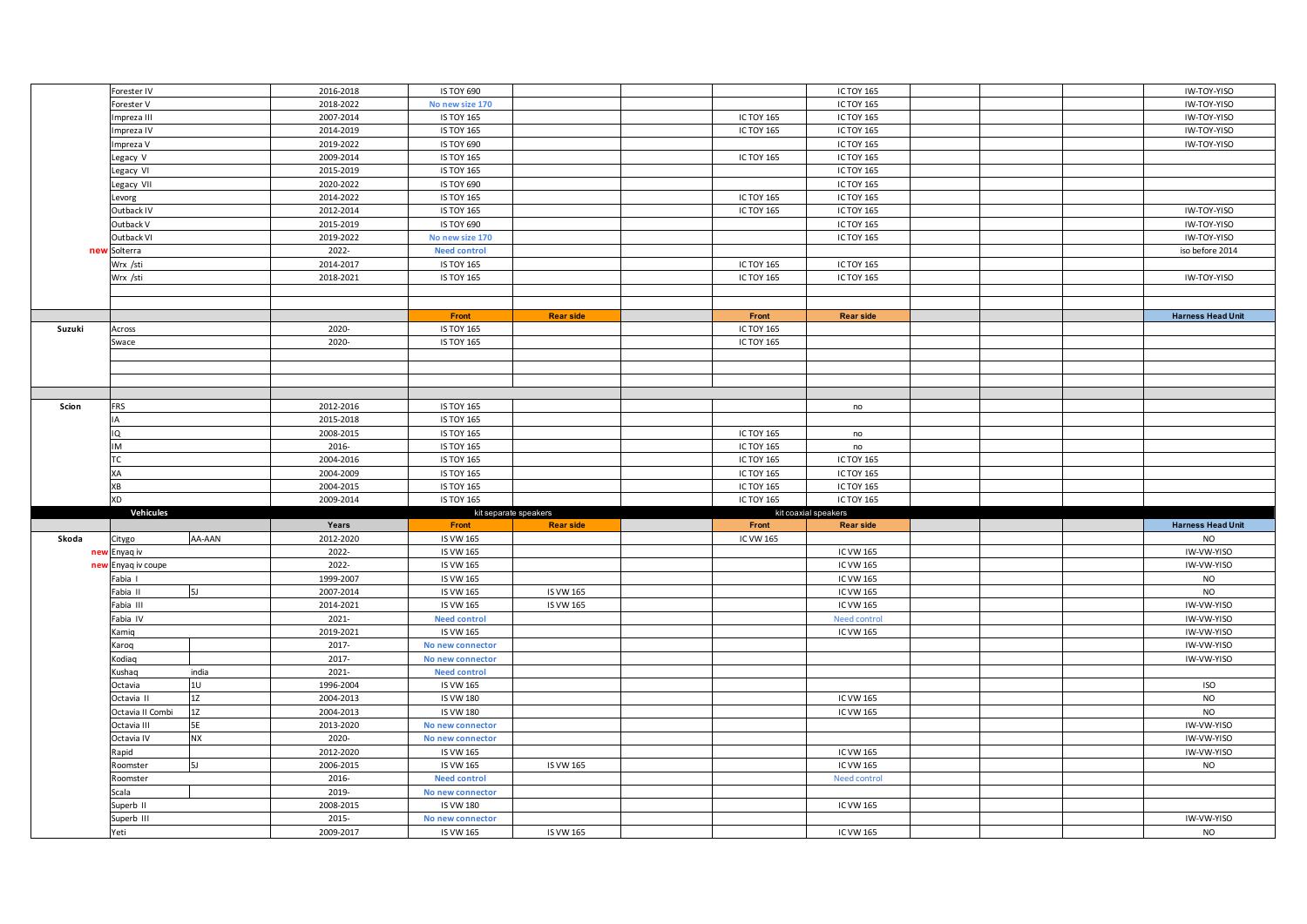| | | | | | | | | | | | | |
|---|---|---|---|---|---|---|---|---|---|---|---|---|
| | Forester IV | | 2016-2018 | IS TOY 690 | | | | IC TOY 165 | | | | IW-TOY-YISO |
| | Forester V | | 2018-2022 | **No new size 170** | | | | IC TOY 165 | | | | IW-TOY-YISO |
| | Impreza III | | 2007-2014 | IS TOY 165 | | | IC TOY 165 | IC TOY 165 | | | | IW-TOY-YISO |
| | Impreza IV | | 2014-2019 | IS TOY 165 | | | IC TOY 165 | IC TOY 165 | | | | IW-TOY-YISO |
| | Impreza V | | 2019-2022 | IS TOY 690 | | | | IC TOY 165 | | | | IW-TOY-YISO |
| | Legacy V | | 2009-2014 | IS TOY 165 | | | IC TOY 165 | IC TOY 165 | | | | |
| | Legacy VI | | 2015-2019 | IS TOY 165 | | | | IC TOY 165 | | | | |
| | Legacy VII | | 2020-2022 | IS TOY 690 | | | | IC TOY 165 | | | | |
| | Levorg | | 2014-2022 | IS TOY 165 | | | IC TOY 165 | IC TOY 165 | | | | |
| | Outback IV | | 2012-2014 | IS TOY 165 | | | IC TOY 165 | IC TOY 165 | | | | IW-TOY-YISO |
| | Outback V | | 2015-2019 | IS TOY 690 | | | | IC TOY 165 | | | | IW-TOY-YISO |
| | Outback VI | | 2019-2022 | **No new size 170** | | | | IC TOY 165 | | | | IW-TOY-YISO |
| **new** | Solterra | | 2022- | **Need control** | | | | | | | | iso before 2014 |
| | Wrx /sti | | 2014-2017 | IS TOY 165 | | | IC TOY 165 | IC TOY 165 | | | | |
| | Wrx /sti | | 2018-2021 | IS TOY 165 | | | IC TOY 165 | IC TOY 165 | | | | IW-TOY-YISO |
| | | | | | | | | | | | | |
| | | | | | | | | | | | | |
| | | | | **Front** | **Rear side** | | **Front** | **Rear side** | | | | **Harness Head Unit** |
| **Suzuki** | Across | | 2020- | IS TOY 165 | | | IC TOY 165 | | | | | |
| | Swace | | 2020- | IS TOY 165 | | | IC TOY 165 | | | | | |
| | | | | | | | | | | | | |
| | | | | | | | | | | | | |
| | | | | | | | | | | | | |
| | | | | | | | | | | | | |
| **Scion** | FRS | | 2012-2016 | IS TOY 165 | | | | no | | | | |
| | IA | | 2015-2018 | IS TOY 165 | | | | | | | | |
| | IQ | | 2008-2015 | IS TOY 165 | | | IC TOY 165 | no | | | | |
| | IM | | 2016- | IS TOY 165 | | | IC TOY 165 | no | | | | |
| | TC | | 2004-2016 | IS TOY 165 | | | IC TOY 165 | IC TOY 165 | | | | |
| | XA | | 2004-2009 | IS TOY 165 | | | IC TOY 165 | IC TOY 165 | | | | |
| | XB | | 2004-2015 | IS TOY 165 | | | IC TOY 165 | IC TOY 165 | | | | |
| | XD | | 2009-2014 | IS TOY 165 | | | IC TOY 165 | IC TOY 165 | | | | |
| | **Vehicules** | | | kit separate speakers | | | kit coaxial speakers | | | | | |
| | | | **Years** | **Front** | **Rear side** | | **Front** | **Rear side** | | | | **Harness Head Unit** |
| **Skoda** | Citygo | AA-AAN | 2012-2020 | IS VW 165 | | | IC VW 165 | | | | | NO |
| **new** | Enyaq iv | | 2022- | IS VW 165 | | | | IC VW 165 | | | | IW-VW-YISO |
| **new** | Enyaq iv coupe | | 2022- | IS VW 165 | | | | IC VW 165 | | | | IW-VW-YISO |
| | Fabia I | | 1999-2007 | IS VW 165 | | | | IC VW 165 | | | | NO |
| | Fabia II | 5J | 2007-2014 | IS VW 165 | IS VW 165 | | | IC VW 165 | | | | NO |
| | Fabia III | | 2014-2021 | IS VW 165 | IS VW 165 | | | IC VW 165 | | | | IW-VW-YISO |
| | Fabia IV | | 2021- | **Need control** | | | | Need control | | | | IW-VW-YISO |
| | Kamiq | | 2019-2021 | IS VW 165 | | | | IC VW 165 | | | | IW-VW-YISO |
| | Karoq | | 2017- | **No new connector** | | | | | | | | IW-VW-YISO |
| | Kodiaq | | 2017- | **No new connector** | | | | | | | | IW-VW-YISO |
| | Kushaq | india | 2021- | **Need control** | | | | | | | | |
| | Octavia | 1U | 1996-2004 | IS VW 165 | | | | | | | | ISO |
| | Octavia II | 1Z | 2004-2013 | IS VW 180 | | | | IC VW 165 | | | | NO |
| | Octavia II Combi | 1Z | 2004-2013 | IS VW 180 | | | | IC VW 165 | | | | NO |
| | Octavia III | 5E | 2013-2020 | **No new connector** | | | | | | | | IW-VW-YISO |
| | Octavia IV | NX | 2020- | **No new connector** | | | | | | | | IW-VW-YISO |
| | Rapid | | 2012-2020 | IS VW 165 | | | | IC VW 165 | | | | IW-VW-YISO |
| | Roomster | 5J | 2006-2015 | IS VW 165 | IS VW 165 | | | IC VW 165 | | | | NO |
| | Roomster | | 2016- | **Need control** | | | | Need control | | | | |
| | Scala | | 2019- | **No new connector** | | | | | | | | |
| | Superb II | | 2008-2015 | IS VW 180 | | | | IC VW 165 | | | | |
| | Superb III | | 2015- | **No new connector** | | | | | | | | IW-VW-YISO |
| | Yeti | | 2009-2017 | IS VW 165 | IS VW 165 | | | IC VW 165 | | | | NO |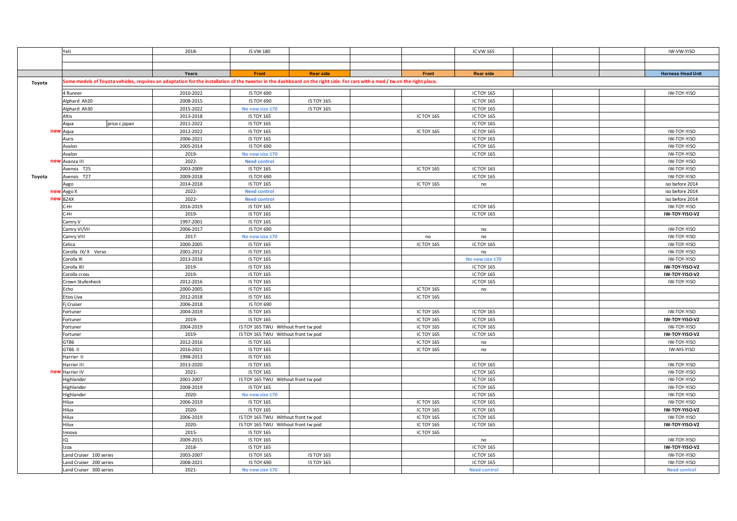| | | | | | | | | | | | | |
|---|---|---|---|---|---|---|---|---|---|---|---|---|
| | Yeti | 2018- | IS VW 180 | | | | IC VW 165 | | | | IW-VW-YISO |
| | | | | | | | | | | | |
| | | | | | | | | | | | |
| | | Years | Front | Rear side | | Front | Rear side | | | | Harness Head Unit |
| Toyota | Some models of Toyota vehicles, requires an adaptation for the installation of the tweeter in the dashboard on the right side. For cars with a med / tw on the right place. | | | | | | | | | | |
| | 4 Runner | 2010-2022 | IS TOY 690 | | | | IC TOY 165 | | | | IW-TOY-YISO |
| | Alphard Ah20 | 2008-2015 | IS TOY 690 | IS TOY 165 | | | IC TOY 165 | | | | |
| | Alphard Ah30 | 2015-2022 | No new size 170 | IS TOY 165 | | | IC TOY 165 | | | | |
| | Altis | 2013-2018 | IS TOY 165 | | | IC TOY 165 | IC TOY 165 | | | | |
| | Aqua prius c japan | 2011-2022 | IS TOY 165 | | | | IC TOY 165 | | | | |
| new | Aqua | 2012-2022 | IS TOY 165 | | | IC TOY 165 | IC TOY 165 | | | | IW-TOY-YISO |
| | Auris | 2006-2021 | IS TOY 165 | | | | IC TOY 165 | | | | IW-TOY-YISO |
| | Avalon | 2005-2014 | IS TOY 690 | | | | IC TOY 165 | | | | IW-TOY-YISO |
| | Avalon | 2019- | No new size 170 | | | | IC TOY 165 | | | | IW-TOY-YISO |
| new | Avanza III | 2022- | Need control | | | | | | | | IW-TOY-YISO |
| | Avensis T25 | 2003-2009 | IS TOY 165 | | | IC TOY 165 | IC TOY 165 | | | | IW-TOY-YISO |
| Toyota | Avensis T27 | 2009-2018 | IS TOY 690 | | | | IC TOY 165 | | | | IW-TOY-YISO |
| | Aygo | 2014-2018 | IS TOY 165 | | | IC TOY 165 | no | | | | iso before 2014 |
| new | Aygo X | 2022- | Need control | | | | | | | | iso before 2014 |
| new | BZ4X | 2022- | Need control | | | | | | | | iso before 2014 |
| | C-Hr | 2016-2019 | IS TOY 165 | | | | IC TOY 165 | | | | IW-TOY-YISO |
| | C-Hr | 2019- | IS TOY 165 | | | | IC TOY 165 | | | | **IW-TOY-YISO-V2** |
| | Camry V | 1997-2001 | IS TOY 165 | | | | | | | | |
| | Camry VI/VII | 2006-2017 | IS TOY 690 | | | | no | | | | IW-TOY-YISO |
| | Camry VIII | 2017- | No new size 170 | | | no | no | | | | IW-TOY-YISO |
| | Celica | 2000-2005 | IS TOY 165 | | | IC TOY 165 | IC TOY 165 | | | | IW-TOY-YISO |
| | Corolla IX/X Verso | 2001-2012 | IS TOY 165 | | | | no | | | | IW-TOY-YISO |
| | Corolla XI | 2013-2018 | IS TOY 165 | | | | No new size 170 | | | | IW-TOY-YISO |
| | Corolla XII | 2019- | IS TOY 165 | | | | IC TOY 165 | | | | **IW-TOY-YISO-V2** |
| | Corolla cross | 2019- | IS TOY 165 | | | | IC TOY 165 | | | | **IW-TOY-YISO-V2** |
| | Crown Stufenheck | 2012-2016 | IS TOY 165 | | | | IC TOY 165 | | | | IW-TOY-YISO |
| | Echo | 2000-2005 | IS TOY 165 | | | IC TOY 165 | no | | | | |
| | Etios Liva | 2012-2018 | IS TOY 165 | | | IC TOY 165 | | | | | |
| | Fj Cruiser | 2006-2018 | IS TOY 690 | | | | | | | | |
| | Fortuner | 2004-2019 | IS TOY 165 | | | IC TOY 165 | IC TOY 165 | | | | IW-TOY-YISO |
| | Fortuner | 2019- | IS TOY 165 | | | IC TOY 165 | IC TOY 165 | | | | **IW-TOY-YISO-V2** |
| | Fortuner | 2004-2019 | IS TOY 165 TWU Without front tw pod | | | IC TOY 165 | IC TOY 165 | | | | IW-TOY-YISO |
| | Fortuner | 2019- | IS TOY 165 TWU Without front tw pod | | | IC TOY 165 | IC TOY 165 | | | | **IW-TOY-YISO-V2** |
| | GT86 | 2012-2016 | IS TOY 165 | | | IC TOY 165 | no | | | | IW-TOY-YISO |
| | GT86 II | 2016-2021 | IS TOY 165 | | | IC TOY 165 | no | | | | IW-NIS-YISO |
| | Harrier II | 1998-2013 | IS TOY 165 | | | | | | | | |
| | Harrier III | 2013-2020 | IS TOY 165 | | | | IC TOY 165 | | | | IW-TOY-YISO |
| new | Harrier IV | 2021- | IS TOY 165 | | | | IC TOY 165 | | | | IW-TOY-YISO |
| | Highlander | 2001-2007 | IS TOY 165 TWU Without front tw pod | | | | IC TOY 165 | | | | IW-TOY-YISO |
| | Highlander | 2008-2019 | IS TOY 165 | | | | IC TOY 165 | | | | IW-TOY-YISO |
| | Highlander | 2020- | No new size 170 | | | | IC TOY 165 | | | | IW-TOY-YISO |
| | Hilux | 2006-2019 | IS TOY 165 | | | IC TOY 165 | IC TOY 165 | | | | IW-TOY-YISO |
| | Hilux | 2020- | IS TOY 165 | | | IC TOY 165 | IC TOY 165 | | | | **IW-TOY-YISO-V2** |
| | Hilux | 2006-2019 | IS TOY 165 TWU Without front tw pod | | | IC TOY 165 | IC TOY 165 | | | | IW-TOY-YISO |
| | Hilux | 2020- | IS TOY 165 TWU Without front tw pod | | | IC TOY 165 | IC TOY 165 | | | | **IW-TOY-YISO-V2** |
| | Innova | 2015- | IS TOY 165 | | | IC TOY 165 | | | | | |
| | IQ | 2009-2015 | IS TOY 165 | | | | no | | | | IW-TOY-YISO |
| | Izoa | 2018- | IS TOY 165 | | | | IC TOY 165 | | | | **IW-TOY-YISO-V2** |
| | Land Cruiser 100 series | 2003-2007 | IS TOY 165 | IS TOY 165 | | | IC TOY 165 | | | | IW-TOY-YISO |
| | Land Cruiser 200 series | 2008-2021 | IS TOY 690 | IS TOY 165 | | | IC TOY 165 | | | | IW-TOY-YISO |
| | Land Cruiser 300 series | 2021- | No new size 170 | | | | Need control | | | | Need control |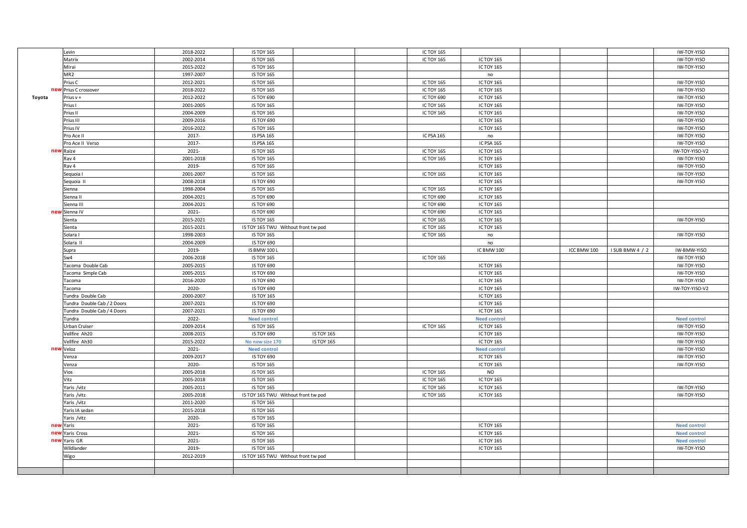| | | | | | | | | | | | |
|---|---|---|---|---|---|---|---|---|---|---|---|
| | Levin | 2018-2022 | IS TOY 165 | | | IC TOY 165 | | | | | IW-TOY-YISO |
| | Matrix | 2002-2014 | IS TOY 165 | | | IC TOY 165 | IC TOY 165 | | | | IW-TOY-YISO |
| | MIrai | 2015-2022 | IS TOY 165 | | | | IC TOY 165 | | | | IW-TOY-YISO |
| | MR2 | 1997-2007 | IS TOY 165 | | | | no | | | | |
| | Prius C | 2012-2021 | IS TOY 165 | | | IC TOY 165 | IC TOY 165 | | | | IW-TOY-YISO |
| new | Prius C crossover | 2018-2022 | IS TOY 165 | | | IC TOY 165 | IC TOY 165 | | | | IW-TOY-YISO |
| Toyota | Prius v + | 2012-2022 | IS TOY 690 | | | IC TOY 690 | IC TOY 165 | | | | IW-TOY-YISO |
| | Prius I | 2001-2005 | IS TOY 165 | | | IC TOY 165 | IC TOY 165 | | | | IW-TOY-YISO |
| | Prius II | 2004-2009 | IS TOY 165 | | | IC TOY 165 | IC TOY 165 | | | | IW-TOY-YISO |
| | Prius III | 2009-2016 | IS TOY 690 | | | | IC TOY 165 | | | | IW-TOY-YISO |
| | Prius IV | 2016-2022 | IS TOY 165 | | | | IC TOY 165 | | | | IW-TOY-YISO |
| | Pro Ace II | 2017- | IS PSA 165 | | | IC PSA 165 | no | | | | IW-TOY-YISO |
| | Pro Ace II Verso | 2017- | IS PSA 165 | | | | IC PSA 165 | | | | IW-TOY-YISO |
| new | Raize | 2021- | IS TOY 165 | | | IC TOY 165 | IC TOY 165 | | | | IW-TOY-YISO-V2 |
| | Rav 4 | 2001-2018 | IS TOY 165 | | | IC TOY 165 | IC TOY 165 | | | | IW-TOY-YISO |
| | Rav 4 | 2019- | IS TOY 165 | | | | IC TOY 165 | | | | IW-TOY-YISO |
| | Sequoia I | 2001-2007 | IS TOY 165 | | | IC TOY 165 | IC TOY 165 | | | | IW-TOY-YISO |
| | Sequoia II | 2008-2018 | IS TOY 690 | | | | IC TOY 165 | | | | IW-TOY-YISO |
| | Sienna | 1998-2004 | IS TOY 165 | | | IC TOY 165 | IC TOY 165 | | | | |
| | Sienna II | 2004-2021 | IS TOY 690 | | | IC TOY 690 | IC TOY 165 | | | | |
| | Sienna III | 2004-2021 | IS TOY 690 | | | IC TOY 690 | IC TOY 165 | | | | |
| new | Sienna IV | 2021- | IS TOY 690 | | | IC TOY 690 | IC TOY 165 | | | | |
| | Sienta | 2015-2021 | IS TOY 165 | | | IC TOY 165 | IC TOY 165 | | | | IW-TOY-YISO |
| | Sienta | 2015-2021 | IS TOY 165 TWU Without front tw pod | | | IC TOY 165 | IC TOY 165 | | | | |
| | Solara I | 1998-2003 | IS TOY 165 | | | IC TOY 165 | no | | | | IW-TOY-YISO |
| | Solara II | 2004-2009 | IS TOY 690 | | | | no | | | | |
| | Supra | 2019- | IS BMW 100 L | | | | IC BMW 100 | | ICC BMW 100 | I SUB BMW 4 / 2 | IW-BMW-YISO |
| | Sw4 | 2006-2018 | IS TOY 165 | | | IC TOY 165 | | | | | IW-TOY-YISO |
| | Tacoma Double Cab | 2005-2015 | IS TOY 690 | | | | IC TOY 165 | | | | IW-TOY-YISO |
| | Tacoma Simple Cab | 2005-2015 | IS TOY 690 | | | | IC TOY 165 | | | | IW-TOY-YISO |
| | Tacoma | 2016-2020 | IS TOY 690 | | | | IC TOY 165 | | | | IW-TOY-YISO |
| | Tacoma | 2020- | IS TOY 690 | | | | IC TOY 165 | | | | IW-TOY-YISO-V2 |
| | Tundra Double Cab | 2000-2007 | IS TOY 165 | | | | IC TOY 165 | | | | IW-TOY-YISO |
| | Tundra Double Cab / 2 Doors | 2007-2021 | IS TOY 690 | | | | IC TOY 165 | | | | |
| | Tundra Double Cab / 4 Doors | 2007-2021 | IS TOY 690 | | | | IC TOY 165 | | | | |
| | Tundra | 2022- | Need control | | | | Need control | | | | Need control |
| | Urban Cruiser | 2009-2014 | IS TOY 165 | | | IC TOY 165 | IC TOY 165 | | | | IW-TOY-YISO |
| | Vellfire Ah20 | 2008-2015 | IS TOY 690 | IS TOY 165 | | | IC TOY 165 | | | | IW-TOY-YISO |
| | Vellfire Ah30 | 2015-2022 | No new size 170 | IS TOY 165 | | | IC TOY 165 | | | | IW-TOY-YISO |
| new | Veloz | 2021- | Need control | | | | Need control | | | | IW-TOY-YISO |
| | Venza | 2009-2017 | IS TOY 690 | | | | IC TOY 165 | | | | IW-TOY-YISO |
| | Venza | 2020- | IS TOY 165 | | | | IC TOY 165 | | | | IW-TOY-YISO |
| | Vios | 2005-2018 | IS TOY 165 | | | IC TOY 165 | NO | | | | |
| | Vitz | 2005-2018 | IS TOY 165 | | | IC TOY 165 | IC TOY 165 | | | | |
| | Yaris /vitz | 2005-2011 | IS TOY 165 | | | IC TOY 165 | IC TOY 165 | | | | IW-TOY-YISO |
| | Yaris /vitz | 2005-2018 | IS TOY 165 TWU Without front tw pod | | | IC TOY 165 | IC TOY 165 | | | | IW-TOY-YISO |
| | Yaris /vitz | 2011-2020 | IS TOY 165 | | | | | | | | |
| | Yaris IA sedan | 2015-2018 | IS TOY 165 | | | | | | | | |
| | Yaris /vitz | 2020- | IS TOY 165 | | | | | | | | |
| new | Yaris | 2021- | IS TOY 165 | | | | IC TOY 165 | | | | Need control |
| new | Yaris Cross | 2021- | IS TOY 165 | | | | IC TOY 165 | | | | Need control |
| new | Yaris GR | 2021- | IS TOY 165 | | | | IC TOY 165 | | | | Need control |
| | Wildlander | 2019- | IS TOY 165 | | | | IC TOY 165 | | | | IW-TOY-YISO |
| | Wigo | 2012-2019 | IS TOY 165 TWU Without front tw pod | | | | | | | | |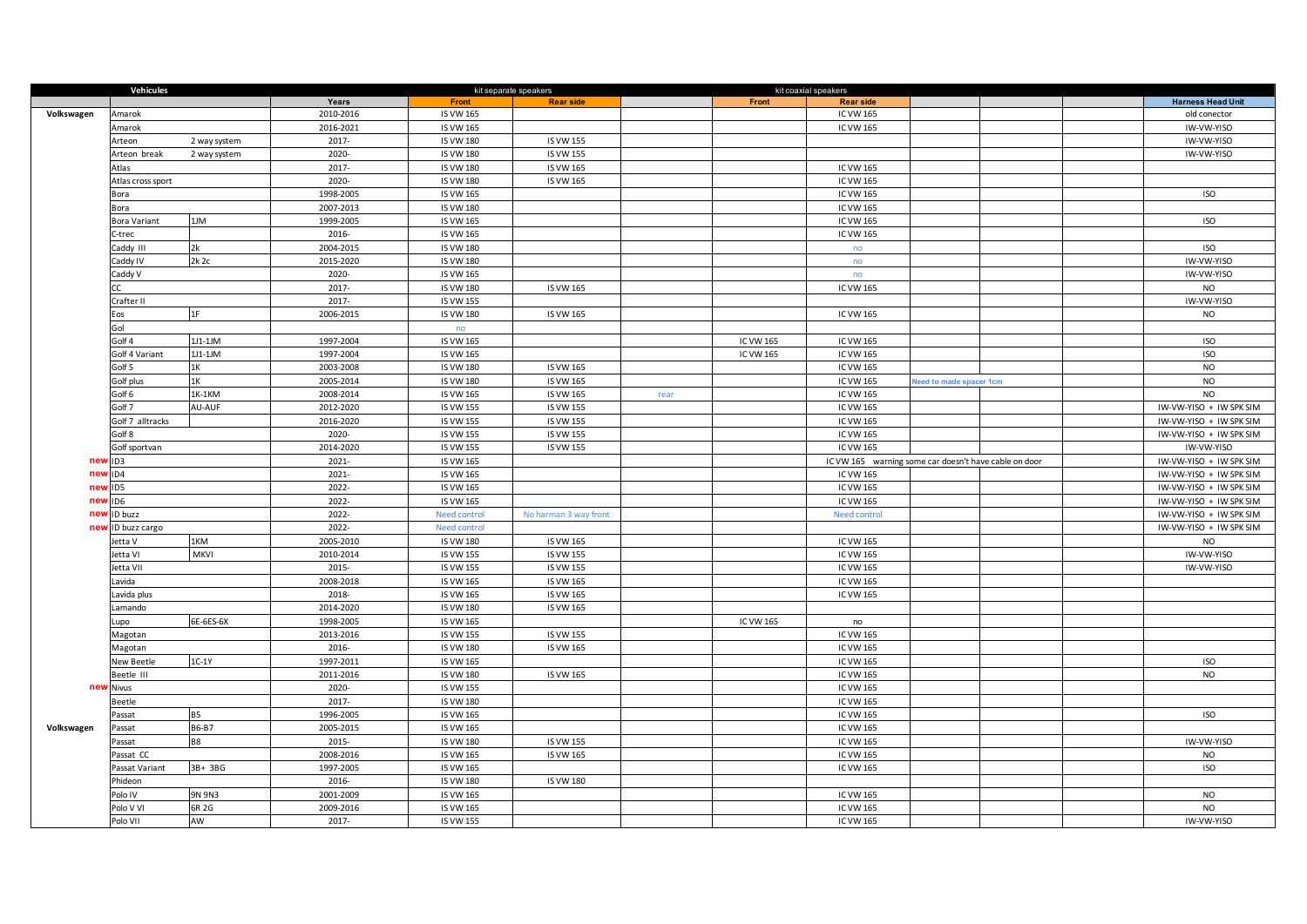| Vehicules | | | | kit separate speakers | | | kit coaxial speakers | | | | | |
|---|---|---|---|---|---|---|---|---|---|---|---|---|
| | | | Years | Front | Rear side | | Front | Rear side | | | | Harness Head Unit |
| Volkswagen | Amarok | | 2010-2016 | IS VW 165 | | | | IC VW 165 | | | | old conector |
| | Amarok | | 2016-2021 | IS VW 165 | | | | IC VW 165 | | | | IW-VW-YISO |
| | Arteon | 2 way system | 2017- | IS VW 180 | IS VW 155 | | | | | | | IW-VW-YISO |
| | Arteon break | 2 way system | 2020- | IS VW 180 | IS VW 155 | | | | | | | IW-VW-YISO |
| | Atlas | | 2017- | IS VW 180 | IS VW 165 | | | IC VW 165 | | | | |
| | Atlas cross sport | | 2020- | IS VW 180 | IS VW 165 | | | IC VW 165 | | | | |
| | Bora | | 1998-2005 | IS VW 165 | | | | IC VW 165 | | | | ISO |
| | Bora | | 2007-2013 | IS VW 180 | | | | IC VW 165 | | | | |
| | Bora Variant | 1JM | 1999-2005 | IS VW 165 | | | | IC VW 165 | | | | ISO |
| | C-trec | | 2016- | IS VW 165 | | | | IC VW 165 | | | | |
| | Caddy III | 2k | 2004-2015 | IS VW 180 | | | | no | | | | ISO |
| | Caddy IV | 2k 2c | 2015-2020 | IS VW 180 | | | | no | | | | IW-VW-YISO |
| | Caddy V | | 2020- | IS VW 165 | | | | no | | | | IW-VW-YISO |
| | CC | | 2017- | IS VW 180 | IS VW 165 | | | IC VW 165 | | | | NO |
| | Crafter II | | 2017- | IS VW 155 | | | | | | | | IW-VW-YISO |
| | Eos | 1F | 2006-2015 | IS VW 180 | IS VW 165 | | | IC VW 165 | | | | NO |
| | Gol | | | no | | | | | | | | |
| | Golf 4 | 1J1-1JM | 1997-2004 | IS VW 165 | | | IC VW 165 | IC VW 165 | | | | ISO |
| | Golf 4 Variant | 1J1-1JM | 1997-2004 | IS VW 165 | | | IC VW 165 | IC VW 165 | | | | ISO |
| | Golf 5 | 1K | 2003-2008 | IS VW 180 | IS VW 165 | | | IC VW 165 | | | | NO |
| | Golf plus | 1K | 2005-2014 | IS VW 180 | IS VW 165 | | | IC VW 165 | Need to made spacer 1cm | | | NO |
| | Golf 6 | 1K-1KM | 2008-2014 | IS VW 165 | IS VW 165 | rear | | IC VW 165 | | | | NO |
| | Golf 7 | AU-AUF | 2012-2020 | IS VW 155 | IS VW 155 | | | IC VW 165 | | | | IW-VW-YISO + IW SPK SIM |
| | Golf 7 alltracks | | 2016-2020 | IS VW 155 | IS VW 155 | | | IC VW 165 | | | | IW-VW-YISO + IW SPK SIM |
| | Golf 8 | | 2020- | IS VW 155 | IS VW 155 | | | IC VW 165 | | | | IW-VW-YISO + IW SPK SIM |
| | Golf sportvan | | 2014-2020 | IS VW 155 | IS VW 155 | | | IC VW 165 | | | | IW-VW-YISO |
| new | ID3 | | 2021- | IS VW 165 | | | | IC VW 165 warning some car doesn't have cable on door | | | | IW-VW-YISO + IW SPK SIM |
| new | ID4 | | 2021- | IS VW 165 | | | | IC VW 165 | | | | IW-VW-YISO + IW SPK SIM |
| new | ID5 | | 2022- | IS VW 165 | | | | IC VW 165 | | | | IW-VW-YISO + IW SPK SIM |
| new | ID6 | | 2022- | IS VW 165 | | | | IC VW 165 | | | | IW-VW-YISO + IW SPK SIM |
| new | ID buzz | | 2022- | Need control | No harman 3 way front | | | Need control | | | | IW-VW-YISO + IW SPK SIM |
| new | ID buzz cargo | | 2022- | Need control | | | | | | | | IW-VW-YISO + IW SPK SIM |
| | Jetta V | 1KM | 2005-2010 | IS VW 180 | IS VW 165 | | | IC VW 165 | | | | NO |
| | Jetta VI | MKVI | 2010-2014 | IS VW 155 | IS VW 155 | | | IC VW 165 | | | | IW-VW-YISO |
| | Jetta VII | | 2015- | IS VW 155 | IS VW 155 | | | IC VW 165 | | | | IW-VW-YISO |
| | Lavida | | 2008-2018 | IS VW 165 | IS VW 165 | | | IC VW 165 | | | | |
| | Lavida plus | | 2018- | IS VW 165 | IS VW 165 | | | IC VW 165 | | | | |
| | Lamando | | 2014-2020 | IS VW 180 | IS VW 165 | | | | | | | |
| | Lupo | 6E-6ES-6X | 1998-2005 | IS VW 165 | | | IC VW 165 | no | | | | |
| | Magotan | | 2013-2016 | IS VW 155 | IS VW 155 | | | IC VW 165 | | | | |
| | Magotan | | 2016- | IS VW 180 | IS VW 165 | | | IC VW 165 | | | | |
| | New Beetle | 1C-1Y | 1997-2011 | IS VW 165 | | | | IC VW 165 | | | | ISO |
| | Beetle III | | 2011-2016 | IS VW 180 | IS VW 165 | | | IC VW 165 | | | | NO |
| new | Nivus | | 2020- | IS VW 155 | | | | IC VW 165 | | | | |
| | Beetle | | 2017- | IS VW 180 | | | | IC VW 165 | | | | |
| | Passat | B5 | 1996-2005 | IS VW 165 | | | | IC VW 165 | | | | ISO |
| Volkswagen | Passat | B6-B7 | 2005-2015 | IS VW 165 | | | | IC VW 165 | | | | |
| | Passat | B8 | 2015- | IS VW 180 | IS VW 155 | | | IC VW 165 | | | | IW-VW-YISO |
| | Passat CC | | 2008-2016 | IS VW 165 | IS VW 165 | | | IC VW 165 | | | | NO |
| | Passat Variant | 3B+ 3BG | 1997-2005 | IS VW 165 | | | | IC VW 165 | | | | ISO |
| | Phideon | | 2016- | IS VW 180 | IS VW 180 | | | | | | | |
| | Polo IV | 9N 9N3 | 2001-2009 | IS VW 165 | | | | IC VW 165 | | | | NO |
| | Polo V VI | 6R 2G | 2009-2016 | IS VW 165 | | | | IC VW 165 | | | | NO |
| | Polo VII | AW | 2017- | IS VW 155 | | | | IC VW 165 | | | | IW-VW-YISO |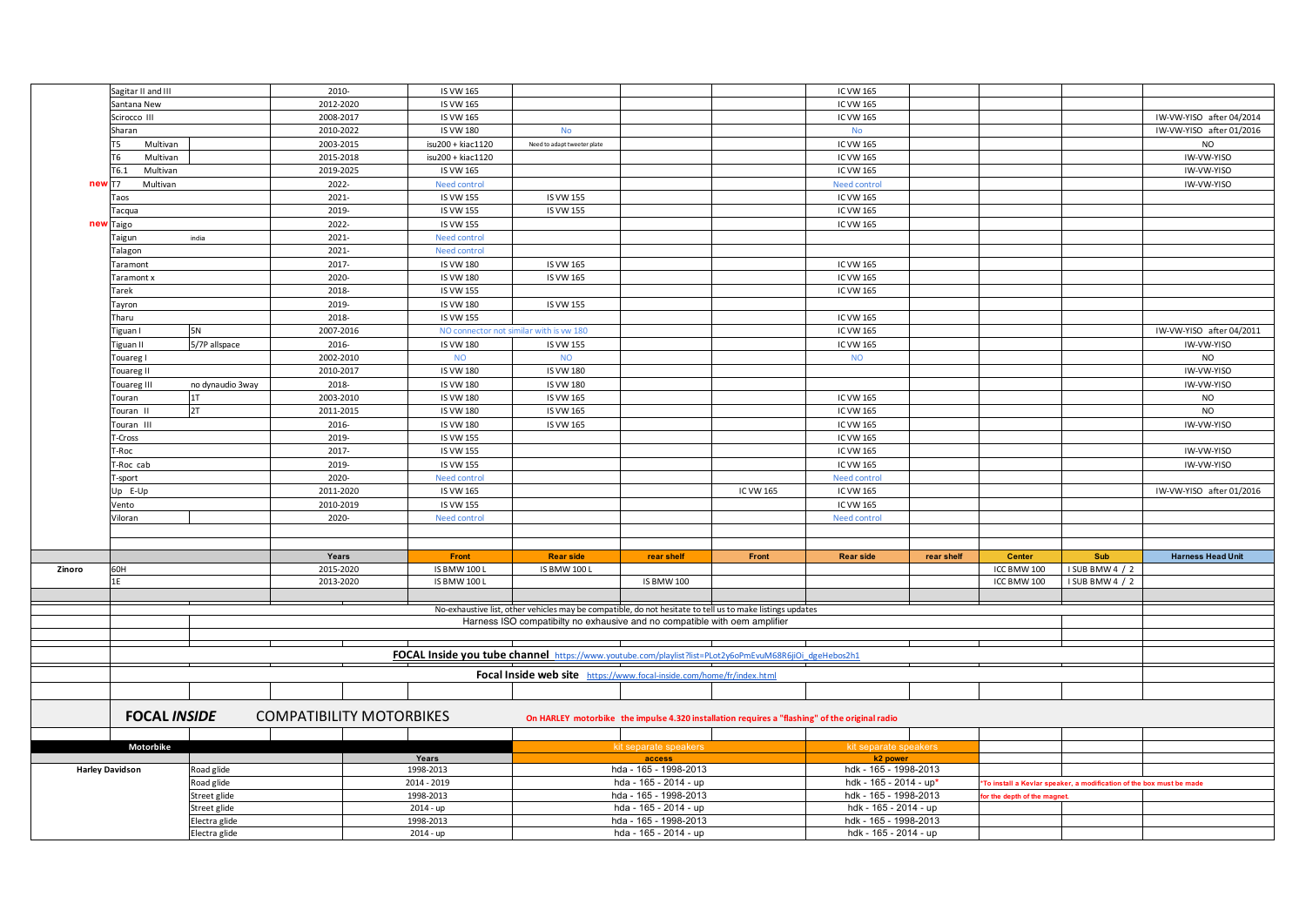| | | | Years | Front | Rear side | rear shelf | Front | Rear side | rear shelf | Center | Sub | Harness Head Unit |
|---|---|---|---|---|---|---|---|---|---|---|---|---|
| | Sagitar II and III | | 2010- | IS VW 165 | | | | IC VW 165 | | | | |
| | Santana New | | 2012-2020 | IS VW 165 | | | | IC VW 165 | | | | |
| | Scirocco III | | 2008-2017 | IS VW 165 | | | | IC VW 165 | | | | IW-VW-YISO after 04/2014 |
| | Sharan | | 2010-2022 | IS VW 180 | No | | | No | | | | IW-VW-YISO after 01/2016 |
| | T5 Multivan | | 2003-2015 | isu200 + kiac1120 | Need to adapt tweeter plate | | | IC VW 165 | | | | NO |
| | T6 Multivan | | 2015-2018 | isu200 + kiac1120 | | | | IC VW 165 | | | | IW-VW-YISO |
| | T6.1 Multivan | | 2019-2025 | IS VW 165 | | | | IC VW 165 | | | | IW-VW-YISO |
| new | T7 Multivan | | 2022- | Need control | | | | Need control | | | | IW-VW-YISO |
| | Taos | | 2021- | IS VW 155 | IS VW 155 | | | IC VW 165 | | | | |
| | Tacqua | | 2019- | IS VW 155 | IS VW 155 | | | IC VW 165 | | | | |
| new | Taigo | | 2022- | IS VW 155 | | | | IC VW 165 | | | | |
| | Taigun | india | 2021- | Need control | | | | | | | | |
| | Talagon | | 2021- | Need control | | | | | | | | |
| | Taramont | | 2017- | IS VW 180 | IS VW 165 | | | IC VW 165 | | | | |
| | Taramont x | | 2020- | IS VW 180 | IS VW 165 | | | IC VW 165 | | | | |
| | Tarek | | 2018- | IS VW 155 | | | | IC VW 165 | | | | |
| | Tayron | | 2019- | IS VW 180 | IS VW 155 | | | | | | | |
| | Tharu | | 2018- | IS VW 155 | | | | IC VW 165 | | | | |
| | Tiguan I | 5N | 2007-2016 | NO connector not similar with is vw 180 | | | | IC VW 165 | | | | IW-VW-YISO after 04/2011 |
| | Tiguan II | 5/7P allspace | 2016- | IS VW 180 | IS VW 155 | | | IC VW 165 | | | | IW-VW-YISO |
| | Touareg I | | 2002-2010 | NO | NO | | | NO | | | | NO |
| | Touareg II | | 2010-2017 | IS VW 180 | IS VW 180 | | | | | | | IW-VW-YISO |
| | Touareg III | no dynaudio 3way | 2018- | IS VW 180 | IS VW 180 | | | | | | | IW-VW-YISO |
| | Touran | 1T | 2003-2010 | IS VW 180 | IS VW 165 | | | IC VW 165 | | | | NO |
| | Touran II | 2T | 2011-2015 | IS VW 180 | IS VW 165 | | | IC VW 165 | | | | NO |
| | Touran III | | 2016- | IS VW 180 | IS VW 165 | | | IC VW 165 | | | | IW-VW-YISO |
| | T-Cross | | 2019- | IS VW 155 | | | | IC VW 165 | | | | |
| | T-Roc | | 2017- | IS VW 155 | | | | IC VW 165 | | | | IW-VW-YISO |
| | T-Roc cab | | 2019- | IS VW 155 | | | | IC VW 165 | | | | IW-VW-YISO |
| | T-sport | | 2020- | Need control | | | | Need control | | | | |
| | Up E-Up | | 2011-2020 | IS VW 165 | | | IC VW 165 | IC VW 165 | | | | IW-VW-YISO after 01/2016 |
| | Vento | | 2010-2019 | IS VW 155 | | | | IC VW 165 | | | | |
| | Viloran | | 2020- | Need control | | | | Need control | | | | |

| | | | Years | Front | Rear side | rear shelf | Front | Rear side | rear shelf | Center | Sub | Harness Head Unit |
|---|---|---|---|---|---|---|---|---|---|---|---|---|
| Zinoro | 60H | | 2015-2020 | IS BMW 100 L | IS BMW 100 L | | | | | ICC BMW 100 | I SUB BMW 4 / 2 | |
| | 1E | | 2013-2020 | IS BMW 100 L | | IS BMW 100 | | | | ICC BMW 100 | I SUB BMW 4 / 2 | |

No-exhaustive list, other vehicles may be compatible, do not hesitate to tell us to make listings updates

Harness ISO compatibilty no exhaustive and no compatible with oem amplifier

**FOCAL Inside you tube channel** https://www.youtube.com/playlist?list=PLot2y6oPmEvuM68R6jiOi_dgeHebos2h1

**Focal Inside web site** https://www.focal-inside.com/home/fr/index.html

## FOCAL *INSIDE* COMPATIBILITY MOTORBIKES

**On HARLEY motorbike the impulse 4.320 installation requires a "flashing" of the original radio**

| Motorbike | | Years | kit separate speakers access | kit separate speakers k2 power |
|---|---|---|---|---|
| Harley Davidson | Road glide | 1998-2013 | hda - 165 - 1998-2013 | hdk - 165 - 1998-2013 |
| | Road glide | 2014 - 2019 | hda - 165 - 2014 - up | hdk - 165 - 2014 - up* |
| | Street glide | 1998-2013 | hda - 165 - 1998-2013 | hdk - 165 - 1998-2013 |
| | Street glide | 2014 - up | hda - 165 - 2014 - up | hdk - 165 - 2014 - up |
| | Electra glide | 1998-2013 | hda - 165 - 1998-2013 | hdk - 165 - 1998-2013 |
| | Electra glide | 2014 - up | hda - 165 - 2014 - up | hdk - 165 - 2014 - up |

*To install a Kevlar speaker, a modification of the box must be made for the depth of the magnet.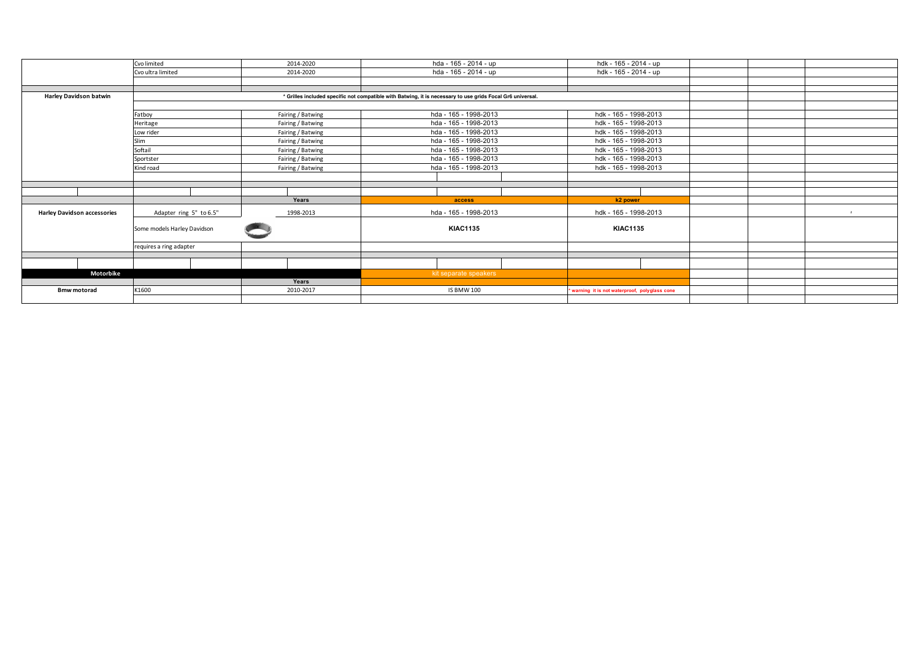| | | | | | | | |
|---|---|---|---|---|---|---|---|
| | Cvo limited | 2014-2020 | hda - 165 - 2014 - up | hdk - 165 - 2014 - up | | | |
| | Cvo ultra limited | 2014-2020 | hda - 165 - 2014 - up | hdk - 165 - 2014 - up | | | |
| | | | | | | | |
| | | | | | | | |
| **Harley Davidson batwin** | * Grilles included specific not compatible with Batwing, it is necessary to use grids Focal Gr6 universal. | | | | | | |
| | | | | | | | |
| | Fatboy | Fairing / Batwing | hda - 165 - 1998-2013 | hdk - 165 - 1998-2013 | | | |
| | Heritage | Fairing / Batwing | hda - 165 - 1998-2013 | hdk - 165 - 1998-2013 | | | |
| | Low rider | Fairing / Batwing | hda - 165 - 1998-2013 | hdk - 165 - 1998-2013 | | | |
| | Slim | Fairing / Batwing | hda - 165 - 1998-2013 | hdk - 165 - 1998-2013 | | | |
| | Softail | Fairing / Batwing | hda - 165 - 1998-2013 | hdk - 165 - 1998-2013 | | | |
| | Sportster | Fairing / Batwing | hda - 165 - 1998-2013 | hdk - 165 - 1998-2013 | | | |
| | Kind road | Fairing / Batwing | hda - 165 - 1998-2013 | hdk - 165 - 1998-2013 | | | |
| | | | | | | | |
| | | | | | | | |
| | | | | | | | |
| | | **Years** | **access** | **k2 power** | | | |
| **Harley Davidson accessories** | Adapter ring 5" to 6.5" | 1998-2013 | hda - 165 - 1998-2013 | hdk - 165 - 1998-2013 | | | 2 |
| | Some models Harley Davidson | | **KIAC1135** | **KIAC1135** | | | |
| | requires a ring adapter | | | | | | |
| | | | | | | | |
| | | | | | | | |
| **Motorbike** | | | kit separate speakers | | | | |
| | | **Years** | | | | | |
| **Bmw motorad** | K1600 | 2010-2017 | IS BMW 100 | * warning it is not waterproof, polyglass cone | | | |
| | | | | | | | |